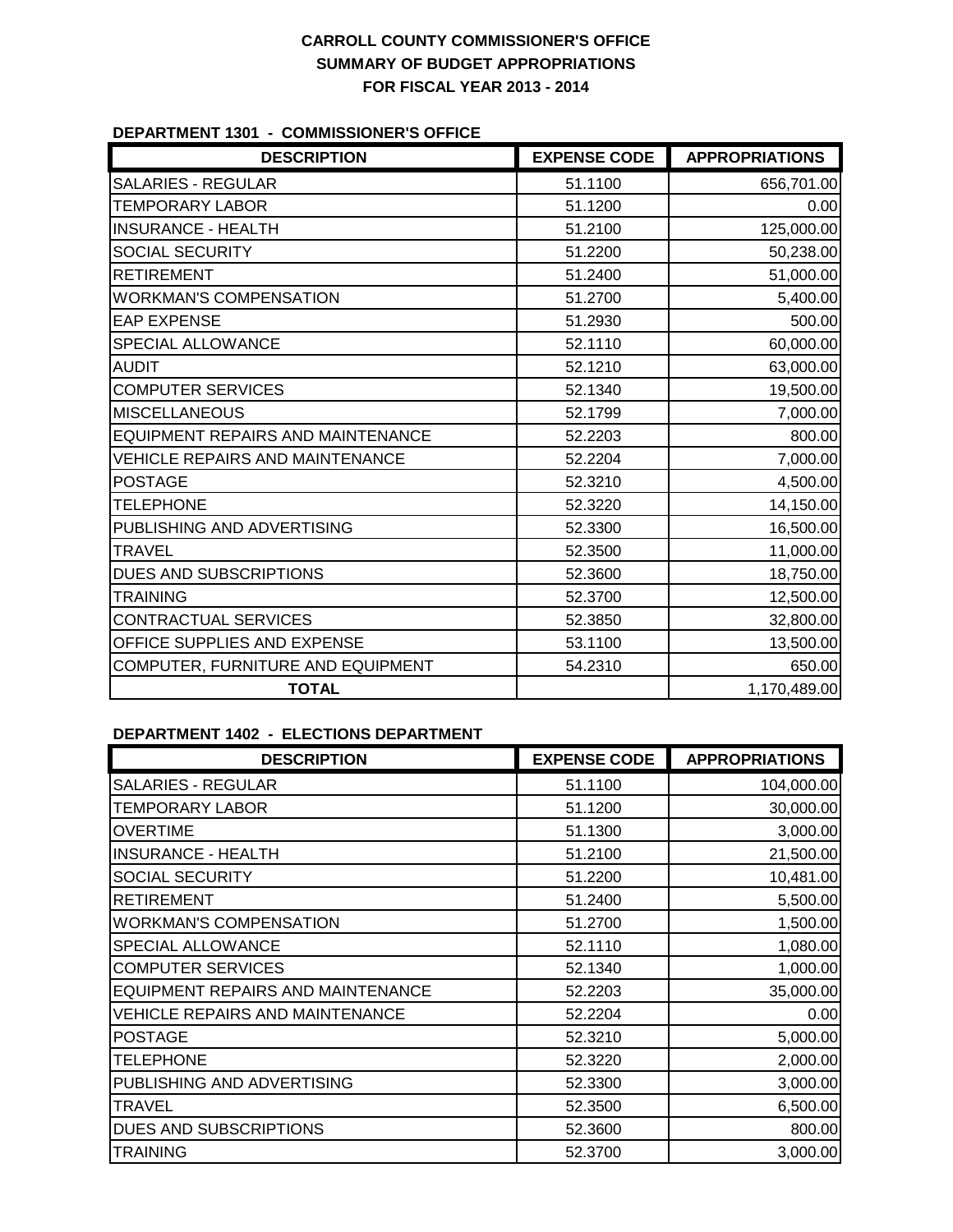# CARROLL COUNTY COMMISSIONER'S OFFICE
## SUMMARY OF BUDGET APPROPRIATIONS
## FOR FISCAL YEAR 2013 - 2014

### DEPARTMENT 1301 - COMMISSIONER'S OFFICE

| DESCRIPTION | EXPENSE CODE | APPROPRIATIONS |
|---|---|---|
| SALARIES - REGULAR | 51.1100 | 656,701.00 |
| TEMPORARY LABOR | 51.1200 | 0.00 |
| INSURANCE - HEALTH | 51.2100 | 125,000.00 |
| SOCIAL SECURITY | 51.2200 | 50,238.00 |
| RETIREMENT | 51.2400 | 51,000.00 |
| WORKMAN'S COMPENSATION | 51.2700 | 5,400.00 |
| EAP EXPENSE | 51.2930 | 500.00 |
| SPECIAL ALLOWANCE | 52.1110 | 60,000.00 |
| AUDIT | 52.1210 | 63,000.00 |
| COMPUTER SERVICES | 52.1340 | 19,500.00 |
| MISCELLANEOUS | 52.1799 | 7,000.00 |
| EQUIPMENT REPAIRS AND MAINTENANCE | 52.2203 | 800.00 |
| VEHICLE REPAIRS AND MAINTENANCE | 52.2204 | 7,000.00 |
| POSTAGE | 52.3210 | 4,500.00 |
| TELEPHONE | 52.3220 | 14,150.00 |
| PUBLISHING AND ADVERTISING | 52.3300 | 16,500.00 |
| TRAVEL | 52.3500 | 11,000.00 |
| DUES AND SUBSCRIPTIONS | 52.3600 | 18,750.00 |
| TRAINING | 52.3700 | 12,500.00 |
| CONTRACTUAL SERVICES | 52.3850 | 32,800.00 |
| OFFICE SUPPLIES AND EXPENSE | 53.1100 | 13,500.00 |
| COMPUTER, FURNITURE AND EQUIPMENT | 54.2310 | 650.00 |
| **TOTAL** | | 1,170,489.00 |

### DEPARTMENT 1402 - ELECTIONS DEPARTMENT

| DESCRIPTION | EXPENSE CODE | APPROPRIATIONS |
|---|---|---|
| SALARIES - REGULAR | 51.1100 | 104,000.00 |
| TEMPORARY LABOR | 51.1200 | 30,000.00 |
| OVERTIME | 51.1300 | 3,000.00 |
| INSURANCE - HEALTH | 51.2100 | 21,500.00 |
| SOCIAL SECURITY | 51.2200 | 10,481.00 |
| RETIREMENT | 51.2400 | 5,500.00 |
| WORKMAN'S COMPENSATION | 51.2700 | 1,500.00 |
| SPECIAL ALLOWANCE | 52.1110 | 1,080.00 |
| COMPUTER SERVICES | 52.1340 | 1,000.00 |
| EQUIPMENT REPAIRS AND MAINTENANCE | 52.2203 | 35,000.00 |
| VEHICLE REPAIRS AND MAINTENANCE | 52.2204 | 0.00 |
| POSTAGE | 52.3210 | 5,000.00 |
| TELEPHONE | 52.3220 | 2,000.00 |
| PUBLISHING AND ADVERTISING | 52.3300 | 3,000.00 |
| TRAVEL | 52.3500 | 6,500.00 |
| DUES AND SUBSCRIPTIONS | 52.3600 | 800.00 |
| TRAINING | 52.3700 | 3,000.00 |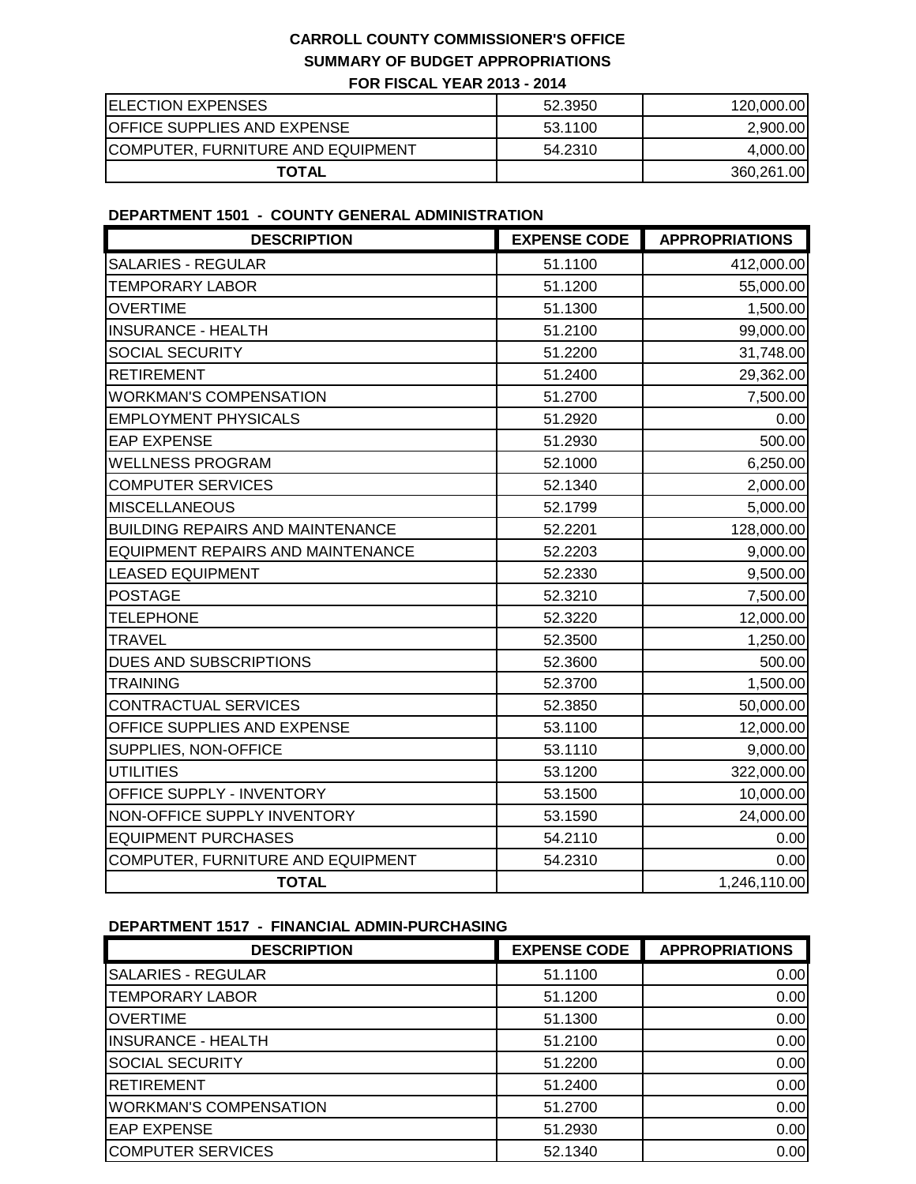# CARROLL COUNTY COMMISSIONER'S OFFICE
## SUMMARY OF BUDGET APPROPRIATIONS
### FOR FISCAL YEAR 2013 - 2014

| | | |
|---|---|---|
| ELECTION EXPENSES | 52.3950 | 120,000.00 |
| OFFICE SUPPLIES AND EXPENSE | 53.1100 | 2,900.00 |
| COMPUTER, FURNITURE AND EQUIPMENT | 54.2310 | 4,000.00 |
| **TOTAL** | | 360,261.00 |

**DEPARTMENT 1501 - COUNTY GENERAL ADMINISTRATION**

| DESCRIPTION | EXPENSE CODE | APPROPRIATIONS |
|---|---|---|
| SALARIES - REGULAR | 51.1100 | 412,000.00 |
| TEMPORARY LABOR | 51.1200 | 55,000.00 |
| OVERTIME | 51.1300 | 1,500.00 |
| INSURANCE - HEALTH | 51.2100 | 99,000.00 |
| SOCIAL SECURITY | 51.2200 | 31,748.00 |
| RETIREMENT | 51.2400 | 29,362.00 |
| WORKMAN'S COMPENSATION | 51.2700 | 7,500.00 |
| EMPLOYMENT PHYSICALS | 51.2920 | 0.00 |
| EAP EXPENSE | 51.2930 | 500.00 |
| WELLNESS PROGRAM | 52.1000 | 6,250.00 |
| COMPUTER SERVICES | 52.1340 | 2,000.00 |
| MISCELLANEOUS | 52.1799 | 5,000.00 |
| BUILDING REPAIRS AND MAINTENANCE | 52.2201 | 128,000.00 |
| EQUIPMENT REPAIRS AND MAINTENANCE | 52.2203 | 9,000.00 |
| LEASED EQUIPMENT | 52.2330 | 9,500.00 |
| POSTAGE | 52.3210 | 7,500.00 |
| TELEPHONE | 52.3220 | 12,000.00 |
| TRAVEL | 52.3500 | 1,250.00 |
| DUES AND SUBSCRIPTIONS | 52.3600 | 500.00 |
| TRAINING | 52.3700 | 1,500.00 |
| CONTRACTUAL SERVICES | 52.3850 | 50,000.00 |
| OFFICE SUPPLIES AND EXPENSE | 53.1100 | 12,000.00 |
| SUPPLIES, NON-OFFICE | 53.1110 | 9,000.00 |
| UTILITIES | 53.1200 | 322,000.00 |
| OFFICE SUPPLY - INVENTORY | 53.1500 | 10,000.00 |
| NON-OFFICE SUPPLY INVENTORY | 53.1590 | 24,000.00 |
| EQUIPMENT PURCHASES | 54.2110 | 0.00 |
| COMPUTER, FURNITURE AND EQUIPMENT | 54.2310 | 0.00 |
| **TOTAL** | | 1,246,110.00 |

**DEPARTMENT 1517 - FINANCIAL ADMIN-PURCHASING**

| DESCRIPTION | EXPENSE CODE | APPROPRIATIONS |
|---|---|---|
| SALARIES - REGULAR | 51.1100 | 0.00 |
| TEMPORARY LABOR | 51.1200 | 0.00 |
| OVERTIME | 51.1300 | 0.00 |
| INSURANCE - HEALTH | 51.2100 | 0.00 |
| SOCIAL SECURITY | 51.2200 | 0.00 |
| RETIREMENT | 51.2400 | 0.00 |
| WORKMAN'S COMPENSATION | 51.2700 | 0.00 |
| EAP EXPENSE | 51.2930 | 0.00 |
| COMPUTER SERVICES | 52.1340 | 0.00 |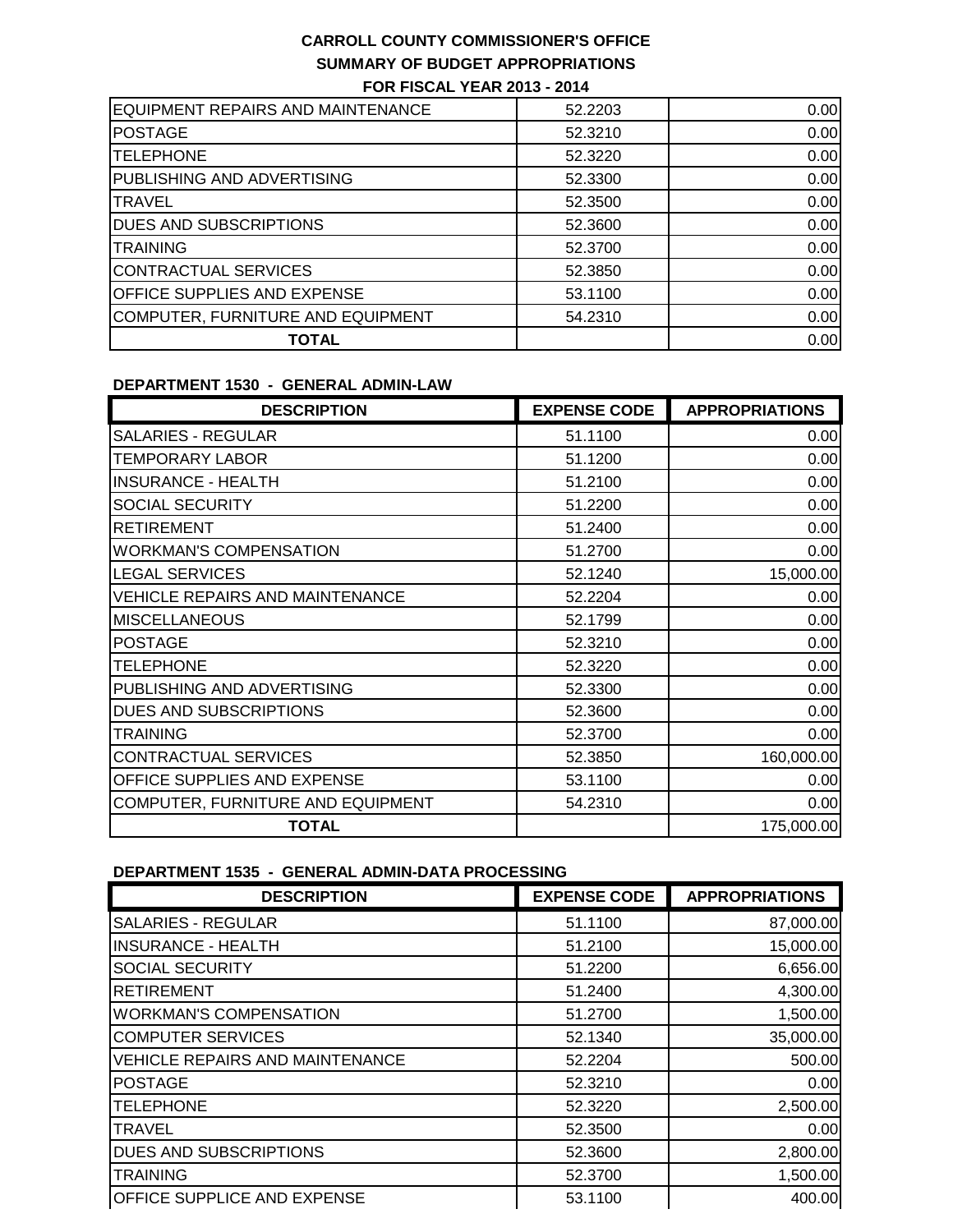**CARROLL COUNTY COMMISSIONER'S OFFICE**
**SUMMARY OF BUDGET APPROPRIATIONS**
**FOR FISCAL YEAR 2013 - 2014**

| | | |
|---|---|---|
| EQUIPMENT REPAIRS AND MAINTENANCE | 52.2203 | 0.00 |
| POSTAGE | 52.3210 | 0.00 |
| TELEPHONE | 52.3220 | 0.00 |
| PUBLISHING AND ADVERTISING | 52.3300 | 0.00 |
| TRAVEL | 52.3500 | 0.00 |
| DUES AND SUBSCRIPTIONS | 52.3600 | 0.00 |
| TRAINING | 52.3700 | 0.00 |
| CONTRACTUAL SERVICES | 52.3850 | 0.00 |
| OFFICE SUPPLIES AND EXPENSE | 53.1100 | 0.00 |
| COMPUTER, FURNITURE AND EQUIPMENT | 54.2310 | 0.00 |
| **TOTAL** | | 0.00 |

**DEPARTMENT 1530 - GENERAL ADMIN-LAW**

| DESCRIPTION | EXPENSE CODE | APPROPRIATIONS |
|---|---|---|
| SALARIES - REGULAR | 51.1100 | 0.00 |
| TEMPORARY LABOR | 51.1200 | 0.00 |
| INSURANCE - HEALTH | 51.2100 | 0.00 |
| SOCIAL SECURITY | 51.2200 | 0.00 |
| RETIREMENT | 51.2400 | 0.00 |
| WORKMAN'S COMPENSATION | 51.2700 | 0.00 |
| LEGAL SERVICES | 52.1240 | 15,000.00 |
| VEHICLE REPAIRS AND MAINTENANCE | 52.2204 | 0.00 |
| MISCELLANEOUS | 52.1799 | 0.00 |
| POSTAGE | 52.3210 | 0.00 |
| TELEPHONE | 52.3220 | 0.00 |
| PUBLISHING AND ADVERTISING | 52.3300 | 0.00 |
| DUES AND SUBSCRIPTIONS | 52.3600 | 0.00 |
| TRAINING | 52.3700 | 0.00 |
| CONTRACTUAL SERVICES | 52.3850 | 160,000.00 |
| OFFICE SUPPLIES AND EXPENSE | 53.1100 | 0.00 |
| COMPUTER, FURNITURE AND EQUIPMENT | 54.2310 | 0.00 |
| **TOTAL** | | 175,000.00 |

**DEPARTMENT 1535 - GENERAL ADMIN-DATA PROCESSING**

| DESCRIPTION | EXPENSE CODE | APPROPRIATIONS |
|---|---|---|
| SALARIES - REGULAR | 51.1100 | 87,000.00 |
| INSURANCE - HEALTH | 51.2100 | 15,000.00 |
| SOCIAL SECURITY | 51.2200 | 6,656.00 |
| RETIREMENT | 51.2400 | 4,300.00 |
| WORKMAN'S COMPENSATION | 51.2700 | 1,500.00 |
| COMPUTER SERVICES | 52.1340 | 35,000.00 |
| VEHICLE REPAIRS AND MAINTENANCE | 52.2204 | 500.00 |
| POSTAGE | 52.3210 | 0.00 |
| TELEPHONE | 52.3220 | 2,500.00 |
| TRAVEL | 52.3500 | 0.00 |
| DUES AND SUBSCRIPTIONS | 52.3600 | 2,800.00 |
| TRAINING | 52.3700 | 1,500.00 |
| OFFICE SUPPLICE AND EXPENSE | 53.1100 | 400.00 |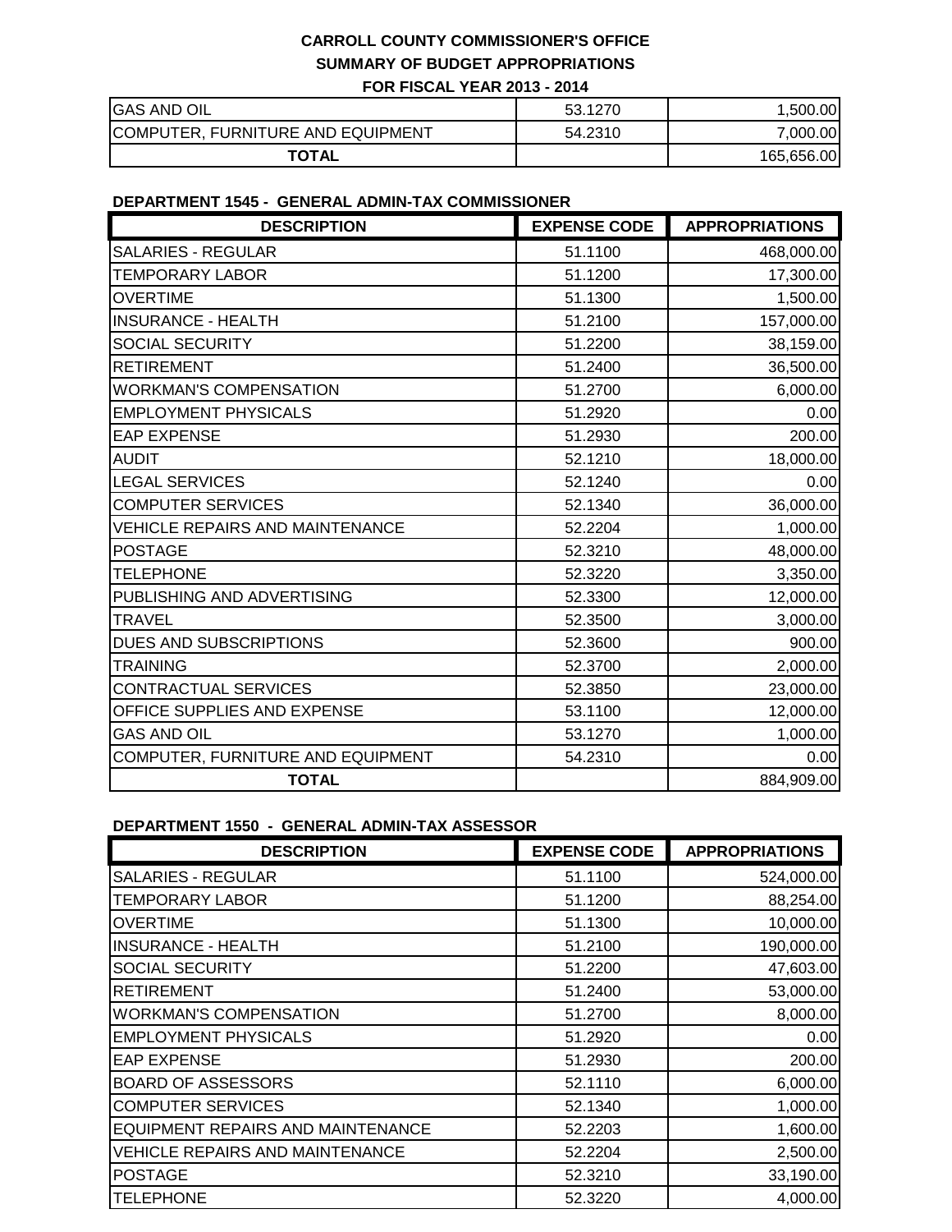**CARROLL COUNTY COMMISSIONER'S OFFICE**

**SUMMARY OF BUDGET APPROPRIATIONS**

**FOR FISCAL YEAR 2013 - 2014**

| | | |
|---|---|---|
| GAS AND OIL | 53.1270 | 1,500.00 |
| COMPUTER, FURNITURE AND EQUIPMENT | 54.2310 | 7,000.00 |
| **TOTAL** | | 165,656.00 |

**DEPARTMENT 1545 - GENERAL ADMIN-TAX COMMISSIONER**

| DESCRIPTION | EXPENSE CODE | APPROPRIATIONS |
|---|---|---|
| SALARIES - REGULAR | 51.1100 | 468,000.00 |
| TEMPORARY LABOR | 51.1200 | 17,300.00 |
| OVERTIME | 51.1300 | 1,500.00 |
| INSURANCE - HEALTH | 51.2100 | 157,000.00 |
| SOCIAL SECURITY | 51.2200 | 38,159.00 |
| RETIREMENT | 51.2400 | 36,500.00 |
| WORKMAN'S COMPENSATION | 51.2700 | 6,000.00 |
| EMPLOYMENT PHYSICALS | 51.2920 | 0.00 |
| EAP EXPENSE | 51.2930 | 200.00 |
| AUDIT | 52.1210 | 18,000.00 |
| LEGAL SERVICES | 52.1240 | 0.00 |
| COMPUTER SERVICES | 52.1340 | 36,000.00 |
| VEHICLE REPAIRS AND MAINTENANCE | 52.2204 | 1,000.00 |
| POSTAGE | 52.3210 | 48,000.00 |
| TELEPHONE | 52.3220 | 3,350.00 |
| PUBLISHING AND ADVERTISING | 52.3300 | 12,000.00 |
| TRAVEL | 52.3500 | 3,000.00 |
| DUES AND SUBSCRIPTIONS | 52.3600 | 900.00 |
| TRAINING | 52.3700 | 2,000.00 |
| CONTRACTUAL SERVICES | 52.3850 | 23,000.00 |
| OFFICE SUPPLIES AND EXPENSE | 53.1100 | 12,000.00 |
| GAS AND OIL | 53.1270 | 1,000.00 |
| COMPUTER, FURNITURE AND EQUIPMENT | 54.2310 | 0.00 |
| **TOTAL** | | 884,909.00 |

**DEPARTMENT 1550 - GENERAL ADMIN-TAX ASSESSOR**

| DESCRIPTION | EXPENSE CODE | APPROPRIATIONS |
|---|---|---|
| SALARIES - REGULAR | 51.1100 | 524,000.00 |
| TEMPORARY LABOR | 51.1200 | 88,254.00 |
| OVERTIME | 51.1300 | 10,000.00 |
| INSURANCE - HEALTH | 51.2100 | 190,000.00 |
| SOCIAL SECURITY | 51.2200 | 47,603.00 |
| RETIREMENT | 51.2400 | 53,000.00 |
| WORKMAN'S COMPENSATION | 51.2700 | 8,000.00 |
| EMPLOYMENT PHYSICALS | 51.2920 | 0.00 |
| EAP EXPENSE | 51.2930 | 200.00 |
| BOARD OF ASSESSORS | 52.1110 | 6,000.00 |
| COMPUTER SERVICES | 52.1340 | 1,000.00 |
| EQUIPMENT REPAIRS AND MAINTENANCE | 52.2203 | 1,600.00 |
| VEHICLE REPAIRS AND MAINTENANCE | 52.2204 | 2,500.00 |
| POSTAGE | 52.3210 | 33,190.00 |
| TELEPHONE | 52.3220 | 4,000.00 |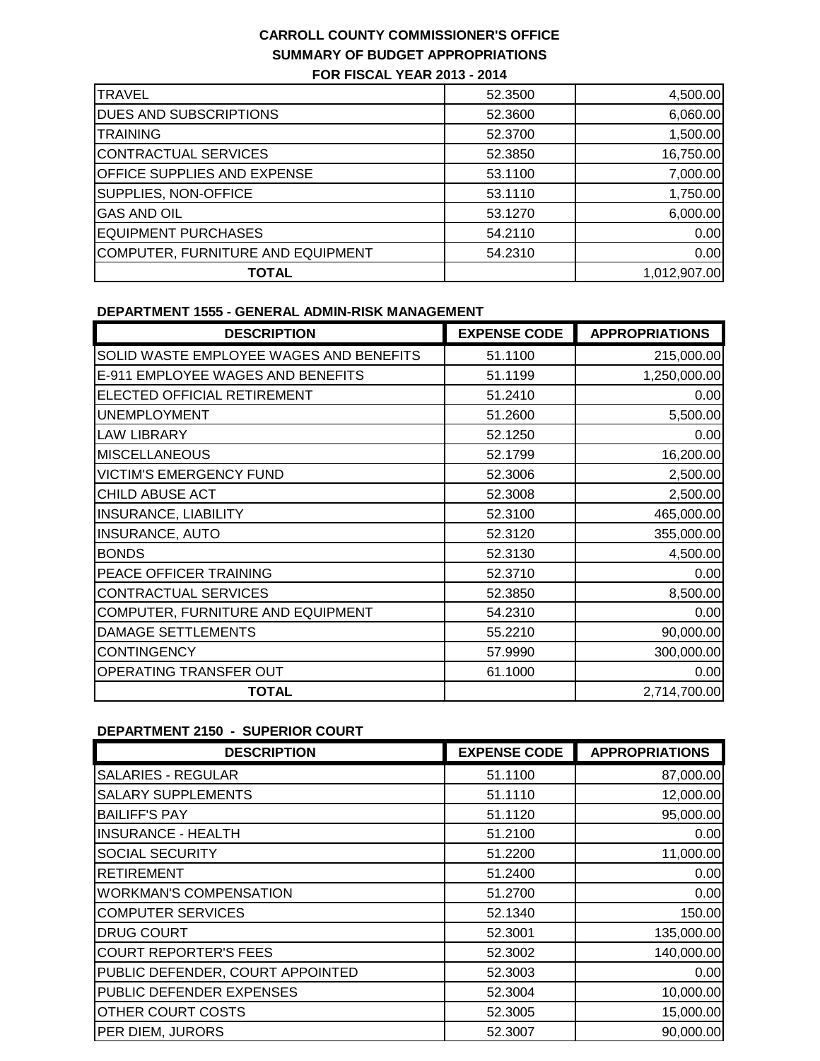# CARROLL COUNTY COMMISSIONER'S OFFICE
## SUMMARY OF BUDGET APPROPRIATIONS
### FOR FISCAL YEAR 2013 - 2014

| | | |
|---|---|---|
| TRAVEL | 52.3500 | 4,500.00 |
| DUES AND SUBSCRIPTIONS | 52.3600 | 6,060.00 |
| TRAINING | 52.3700 | 1,500.00 |
| CONTRACTUAL SERVICES | 52.3850 | 16,750.00 |
| OFFICE SUPPLIES AND EXPENSE | 53.1100 | 7,000.00 |
| SUPPLIES, NON-OFFICE | 53.1110 | 1,750.00 |
| GAS AND OIL | 53.1270 | 6,000.00 |
| EQUIPMENT PURCHASES | 54.2110 | 0.00 |
| COMPUTER, FURNITURE AND EQUIPMENT | 54.2310 | 0.00 |
| **TOTAL** | | 1,012,907.00 |

**DEPARTMENT 1555 - GENERAL ADMIN-RISK MANAGEMENT**

| DESCRIPTION | EXPENSE CODE | APPROPRIATIONS |
|---|---|---|
| SOLID WASTE EMPLOYEE WAGES AND BENEFITS | 51.1100 | 215,000.00 |
| E-911 EMPLOYEE WAGES AND BENEFITS | 51.1199 | 1,250,000.00 |
| ELECTED OFFICIAL RETIREMENT | 51.2410 | 0.00 |
| UNEMPLOYMENT | 51.2600 | 5,500.00 |
| LAW LIBRARY | 52.1250 | 0.00 |
| MISCELLANEOUS | 52.1799 | 16,200.00 |
| VICTIM'S EMERGENCY FUND | 52.3006 | 2,500.00 |
| CHILD ABUSE ACT | 52.3008 | 2,500.00 |
| INSURANCE, LIABILITY | 52.3100 | 465,000.00 |
| INSURANCE, AUTO | 52.3120 | 355,000.00 |
| BONDS | 52.3130 | 4,500.00 |
| PEACE OFFICER TRAINING | 52.3710 | 0.00 |
| CONTRACTUAL SERVICES | 52.3850 | 8,500.00 |
| COMPUTER, FURNITURE AND EQUIPMENT | 54.2310 | 0.00 |
| DAMAGE SETTLEMENTS | 55.2210 | 90,000.00 |
| CONTINGENCY | 57.9990 | 300,000.00 |
| OPERATING TRANSFER OUT | 61.1000 | 0.00 |
| **TOTAL** | | 2,714,700.00 |

**DEPARTMENT 2150 - SUPERIOR COURT**

| DESCRIPTION | EXPENSE CODE | APPROPRIATIONS |
|---|---|---|
| SALARIES - REGULAR | 51.1100 | 87,000.00 |
| SALARY SUPPLEMENTS | 51.1110 | 12,000.00 |
| BAILIFF'S PAY | 51.1120 | 95,000.00 |
| INSURANCE - HEALTH | 51.2100 | 0.00 |
| SOCIAL SECURITY | 51.2200 | 11,000.00 |
| RETIREMENT | 51.2400 | 0.00 |
| WORKMAN'S COMPENSATION | 51.2700 | 0.00 |
| COMPUTER SERVICES | 52.1340 | 150.00 |
| DRUG COURT | 52.3001 | 135,000.00 |
| COURT REPORTER'S FEES | 52.3002 | 140,000.00 |
| PUBLIC DEFENDER, COURT APPOINTED | 52.3003 | 0.00 |
| PUBLIC DEFENDER EXPENSES | 52.3004 | 10,000.00 |
| OTHER COURT COSTS | 52.3005 | 15,000.00 |
| PER DIEM, JURORS | 52.3007 | 90,000.00 |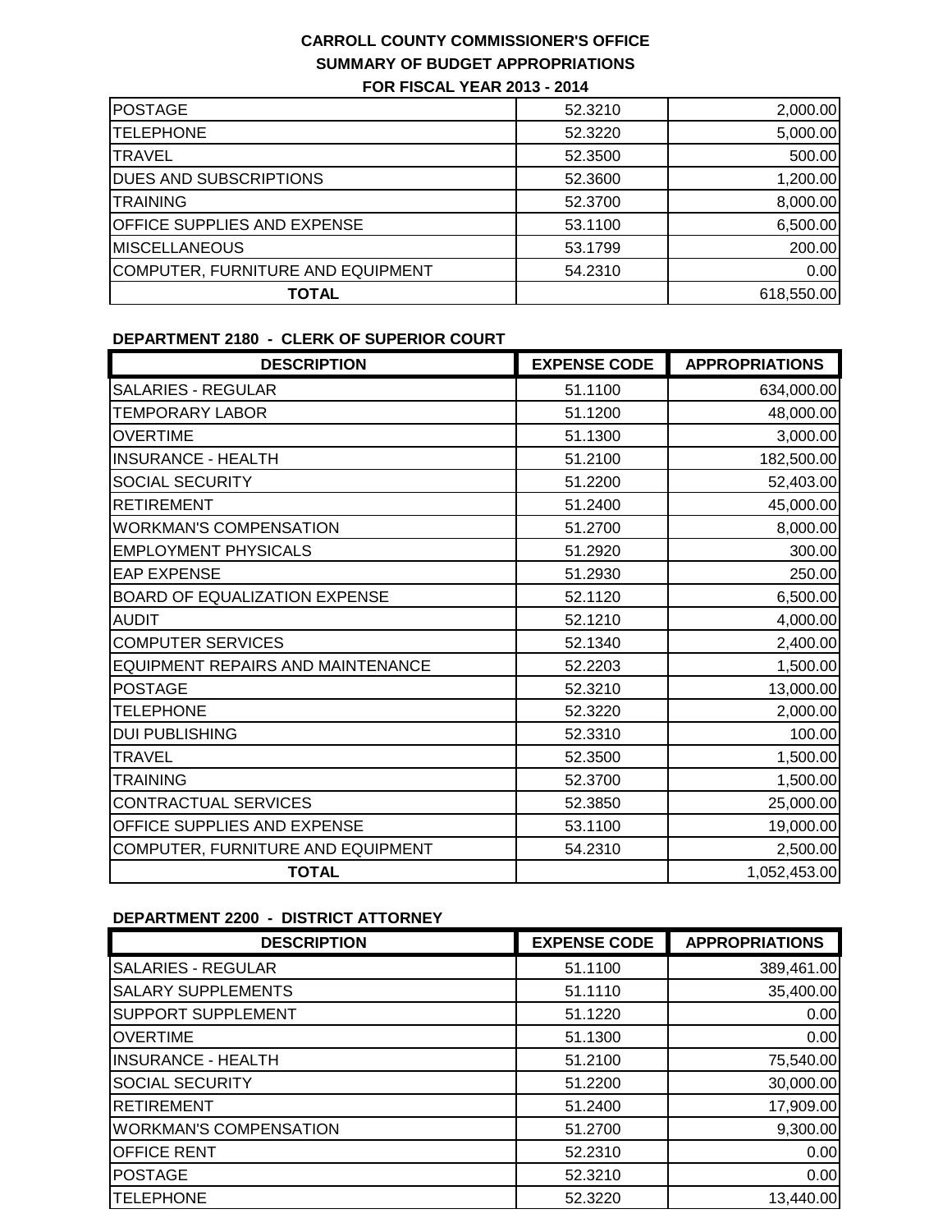**CARROLL COUNTY COMMISSIONER'S OFFICE**
**SUMMARY OF BUDGET APPROPRIATIONS**
**FOR FISCAL YEAR 2013 - 2014**

| | | |
|---|---|---|
| POSTAGE | 52.3210 | 2,000.00 |
| TELEPHONE | 52.3220 | 5,000.00 |
| TRAVEL | 52.3500 | 500.00 |
| DUES AND SUBSCRIPTIONS | 52.3600 | 1,200.00 |
| TRAINING | 52.3700 | 8,000.00 |
| OFFICE SUPPLIES AND EXPENSE | 53.1100 | 6,500.00 |
| MISCELLANEOUS | 53.1799 | 200.00 |
| COMPUTER, FURNITURE AND EQUIPMENT | 54.2310 | 0.00 |
| **TOTAL** | | 618,550.00 |

**DEPARTMENT 2180 - CLERK OF SUPERIOR COURT**

| DESCRIPTION | EXPENSE CODE | APPROPRIATIONS |
|---|---|---|
| SALARIES - REGULAR | 51.1100 | 634,000.00 |
| TEMPORARY LABOR | 51.1200 | 48,000.00 |
| OVERTIME | 51.1300 | 3,000.00 |
| INSURANCE - HEALTH | 51.2100 | 182,500.00 |
| SOCIAL SECURITY | 51.2200 | 52,403.00 |
| RETIREMENT | 51.2400 | 45,000.00 |
| WORKMAN'S COMPENSATION | 51.2700 | 8,000.00 |
| EMPLOYMENT PHYSICALS | 51.2920 | 300.00 |
| EAP EXPENSE | 51.2930 | 250.00 |
| BOARD OF EQUALIZATION EXPENSE | 52.1120 | 6,500.00 |
| AUDIT | 52.1210 | 4,000.00 |
| COMPUTER SERVICES | 52.1340 | 2,400.00 |
| EQUIPMENT REPAIRS AND MAINTENANCE | 52.2203 | 1,500.00 |
| POSTAGE | 52.3210 | 13,000.00 |
| TELEPHONE | 52.3220 | 2,000.00 |
| DUI PUBLISHING | 52.3310 | 100.00 |
| TRAVEL | 52.3500 | 1,500.00 |
| TRAINING | 52.3700 | 1,500.00 |
| CONTRACTUAL SERVICES | 52.3850 | 25,000.00 |
| OFFICE SUPPLIES AND EXPENSE | 53.1100 | 19,000.00 |
| COMPUTER, FURNITURE AND EQUIPMENT | 54.2310 | 2,500.00 |
| **TOTAL** | | 1,052,453.00 |

**DEPARTMENT 2200 - DISTRICT ATTORNEY**

| DESCRIPTION | EXPENSE CODE | APPROPRIATIONS |
|---|---|---|
| SALARIES - REGULAR | 51.1100 | 389,461.00 |
| SALARY SUPPLEMENTS | 51.1110 | 35,400.00 |
| SUPPORT SUPPLEMENT | 51.1220 | 0.00 |
| OVERTIME | 51.1300 | 0.00 |
| INSURANCE - HEALTH | 51.2100 | 75,540.00 |
| SOCIAL SECURITY | 51.2200 | 30,000.00 |
| RETIREMENT | 51.2400 | 17,909.00 |
| WORKMAN'S COMPENSATION | 51.2700 | 9,300.00 |
| OFFICE RENT | 52.2310 | 0.00 |
| POSTAGE | 52.3210 | 0.00 |
| TELEPHONE | 52.3220 | 13,440.00 |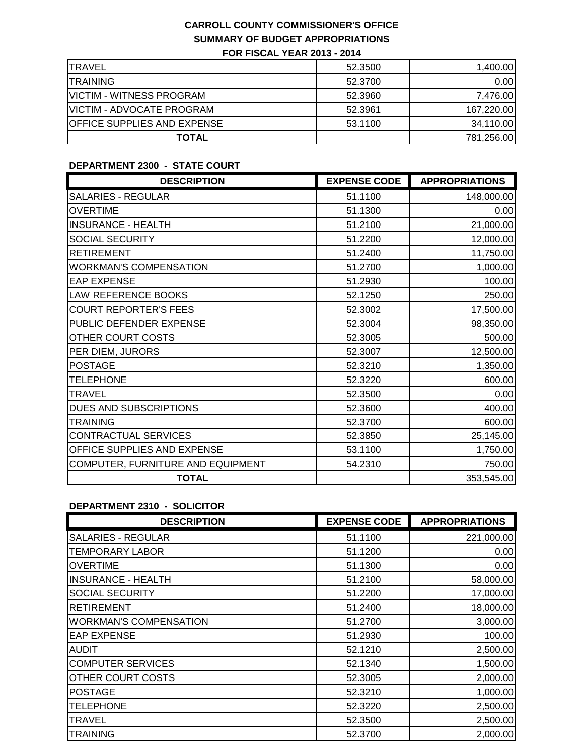# CARROLL COUNTY COMMISSIONER'S OFFICE
## SUMMARY OF BUDGET APPROPRIATIONS
### FOR FISCAL YEAR 2013 - 2014

| | | |
|---|---|---|
| TRAVEL | 52.3500 | 1,400.00 |
| TRAINING | 52.3700 | 0.00 |
| VICTIM - WITNESS PROGRAM | 52.3960 | 7,476.00 |
| VICTIM - ADVOCATE PROGRAM | 52.3961 | 167,220.00 |
| OFFICE SUPPLIES AND EXPENSE | 53.1100 | 34,110.00 |
| **TOTAL** | | 781,256.00 |

**DEPARTMENT 2300 - STATE COURT**

| DESCRIPTION | EXPENSE CODE | APPROPRIATIONS |
|---|---|---|
| SALARIES - REGULAR | 51.1100 | 148,000.00 |
| OVERTIME | 51.1300 | 0.00 |
| INSURANCE - HEALTH | 51.2100 | 21,000.00 |
| SOCIAL SECURITY | 51.2200 | 12,000.00 |
| RETIREMENT | 51.2400 | 11,750.00 |
| WORKMAN'S COMPENSATION | 51.2700 | 1,000.00 |
| EAP EXPENSE | 51.2930 | 100.00 |
| LAW REFERENCE BOOKS | 52.1250 | 250.00 |
| COURT REPORTER'S FEES | 52.3002 | 17,500.00 |
| PUBLIC DEFENDER EXPENSE | 52.3004 | 98,350.00 |
| OTHER COURT COSTS | 52.3005 | 500.00 |
| PER DIEM, JURORS | 52.3007 | 12,500.00 |
| POSTAGE | 52.3210 | 1,350.00 |
| TELEPHONE | 52.3220 | 600.00 |
| TRAVEL | 52.3500 | 0.00 |
| DUES AND SUBSCRIPTIONS | 52.3600 | 400.00 |
| TRAINING | 52.3700 | 600.00 |
| CONTRACTUAL SERVICES | 52.3850 | 25,145.00 |
| OFFICE SUPPLIES AND EXPENSE | 53.1100 | 1,750.00 |
| COMPUTER, FURNITURE AND EQUIPMENT | 54.2310 | 750.00 |
| **TOTAL** | | 353,545.00 |

**DEPARTMENT 2310 - SOLICITOR**

| DESCRIPTION | EXPENSE CODE | APPROPRIATIONS |
|---|---|---|
| SALARIES - REGULAR | 51.1100 | 221,000.00 |
| TEMPORARY LABOR | 51.1200 | 0.00 |
| OVERTIME | 51.1300 | 0.00 |
| INSURANCE - HEALTH | 51.2100 | 58,000.00 |
| SOCIAL SECURITY | 51.2200 | 17,000.00 |
| RETIREMENT | 51.2400 | 18,000.00 |
| WORKMAN'S COMPENSATION | 51.2700 | 3,000.00 |
| EAP EXPENSE | 51.2930 | 100.00 |
| AUDIT | 52.1210 | 2,500.00 |
| COMPUTER SERVICES | 52.1340 | 1,500.00 |
| OTHER COURT COSTS | 52.3005 | 2,000.00 |
| POSTAGE | 52.3210 | 1,000.00 |
| TELEPHONE | 52.3220 | 2,500.00 |
| TRAVEL | 52.3500 | 2,500.00 |
| TRAINING | 52.3700 | 2,000.00 |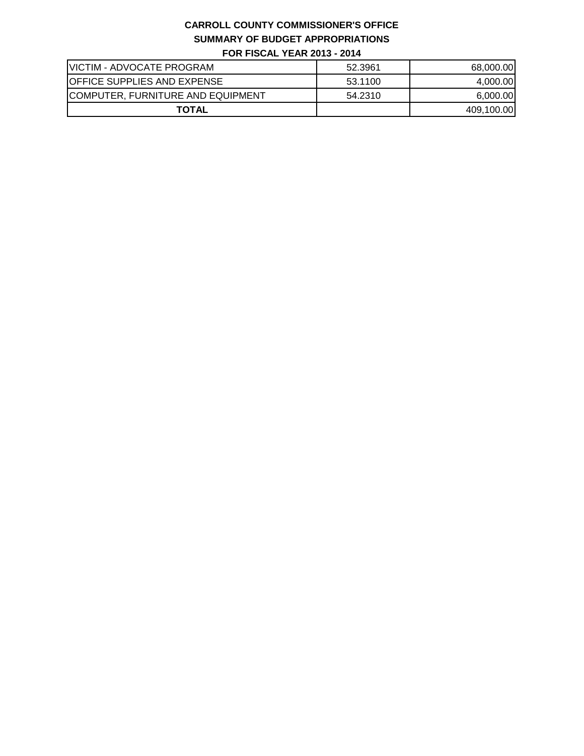**CARROLL COUNTY COMMISSIONER'S OFFICE**

**SUMMARY OF BUDGET APPROPRIATIONS**

**FOR FISCAL YEAR 2013 - 2014**

| | | |
|---|---|---|
| VICTIM - ADVOCATE PROGRAM | 52.3961 | 68,000.00 |
| OFFICE SUPPLIES AND EXPENSE | 53.1100 | 4,000.00 |
| COMPUTER, FURNITURE AND EQUIPMENT | 54.2310 | 6,000.00 |
| **TOTAL** | | 409,100.00 |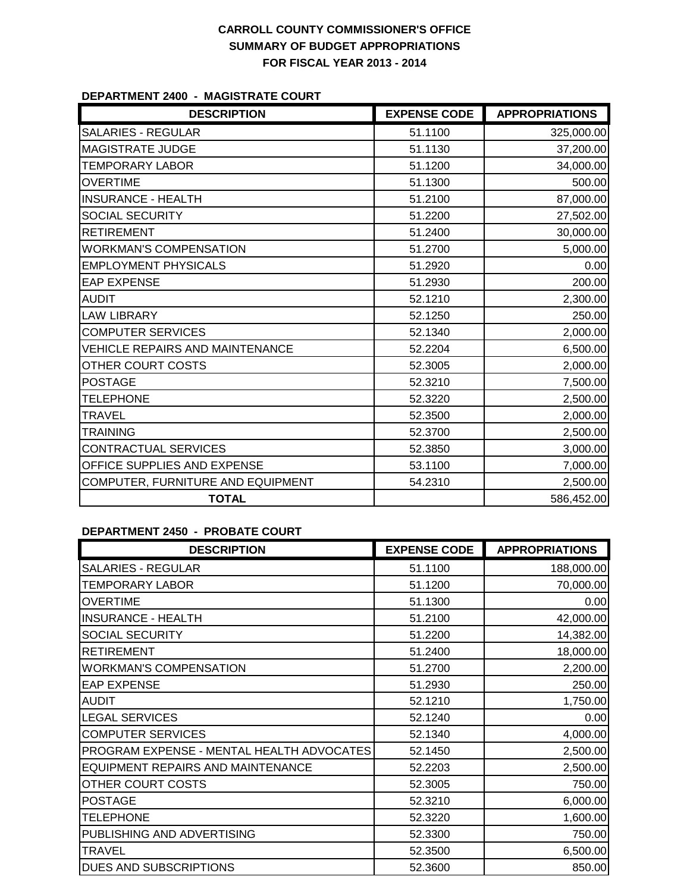**CARROLL COUNTY COMMISSIONER'S OFFICE**
**SUMMARY OF BUDGET APPROPRIATIONS**
**FOR FISCAL YEAR 2013 - 2014**

**DEPARTMENT 2400 - MAGISTRATE COURT**

| DESCRIPTION | EXPENSE CODE | APPROPRIATIONS |
|---|---|---|
| SALARIES - REGULAR | 51.1100 | 325,000.00 |
| MAGISTRATE JUDGE | 51.1130 | 37,200.00 |
| TEMPORARY LABOR | 51.1200 | 34,000.00 |
| OVERTIME | 51.1300 | 500.00 |
| INSURANCE - HEALTH | 51.2100 | 87,000.00 |
| SOCIAL SECURITY | 51.2200 | 27,502.00 |
| RETIREMENT | 51.2400 | 30,000.00 |
| WORKMAN'S COMPENSATION | 51.2700 | 5,000.00 |
| EMPLOYMENT PHYSICALS | 51.2920 | 0.00 |
| EAP EXPENSE | 51.2930 | 200.00 |
| AUDIT | 52.1210 | 2,300.00 |
| LAW LIBRARY | 52.1250 | 250.00 |
| COMPUTER SERVICES | 52.1340 | 2,000.00 |
| VEHICLE REPAIRS AND MAINTENANCE | 52.2204 | 6,500.00 |
| OTHER COURT COSTS | 52.3005 | 2,000.00 |
| POSTAGE | 52.3210 | 7,500.00 |
| TELEPHONE | 52.3220 | 2,500.00 |
| TRAVEL | 52.3500 | 2,000.00 |
| TRAINING | 52.3700 | 2,500.00 |
| CONTRACTUAL SERVICES | 52.3850 | 3,000.00 |
| OFFICE SUPPLIES AND EXPENSE | 53.1100 | 7,000.00 |
| COMPUTER, FURNITURE AND EQUIPMENT | 54.2310 | 2,500.00 |
| **TOTAL** | | 586,452.00 |

**DEPARTMENT 2450 - PROBATE COURT**

| DESCRIPTION | EXPENSE CODE | APPROPRIATIONS |
|---|---|---|
| SALARIES - REGULAR | 51.1100 | 188,000.00 |
| TEMPORARY LABOR | 51.1200 | 70,000.00 |
| OVERTIME | 51.1300 | 0.00 |
| INSURANCE - HEALTH | 51.2100 | 42,000.00 |
| SOCIAL SECURITY | 51.2200 | 14,382.00 |
| RETIREMENT | 51.2400 | 18,000.00 |
| WORKMAN'S COMPENSATION | 51.2700 | 2,200.00 |
| EAP EXPENSE | 51.2930 | 250.00 |
| AUDIT | 52.1210 | 1,750.00 |
| LEGAL SERVICES | 52.1240 | 0.00 |
| COMPUTER SERVICES | 52.1340 | 4,000.00 |
| PROGRAM EXPENSE - MENTAL HEALTH ADVOCATES | 52.1450 | 2,500.00 |
| EQUIPMENT REPAIRS AND MAINTENANCE | 52.2203 | 2,500.00 |
| OTHER COURT COSTS | 52.3005 | 750.00 |
| POSTAGE | 52.3210 | 6,000.00 |
| TELEPHONE | 52.3220 | 1,600.00 |
| PUBLISHING AND ADVERTISING | 52.3300 | 750.00 |
| TRAVEL | 52.3500 | 6,500.00 |
| DUES AND SUBSCRIPTIONS | 52.3600 | 850.00 |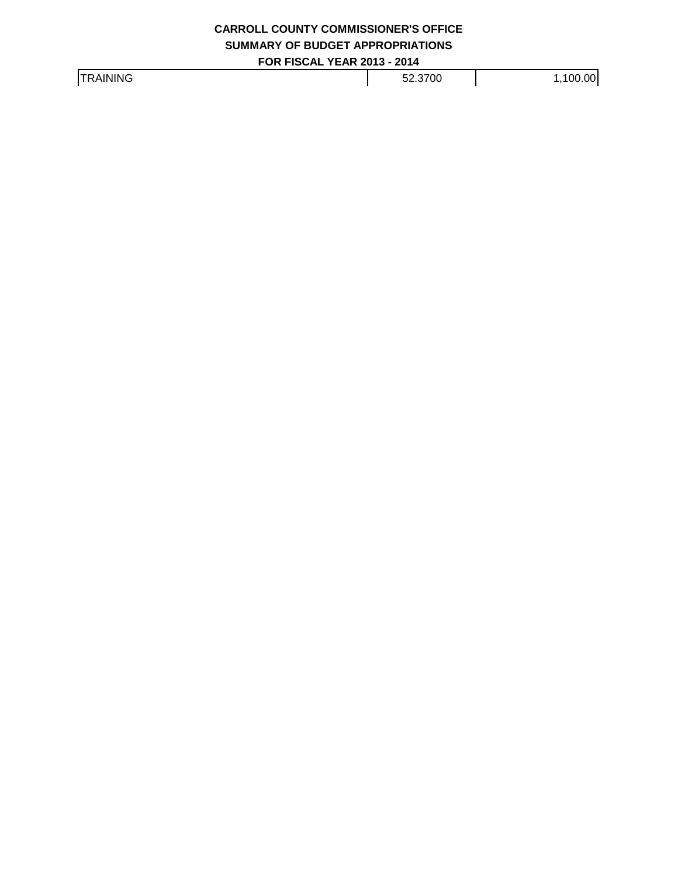**CARROLL COUNTY COMMISSIONER'S OFFICE**

**SUMMARY OF BUDGET APPROPRIATIONS**

**FOR FISCAL YEAR 2013 - 2014**

| | | |
|---|---|---|
| TRAINING | 52.3700 | 1,100.00 |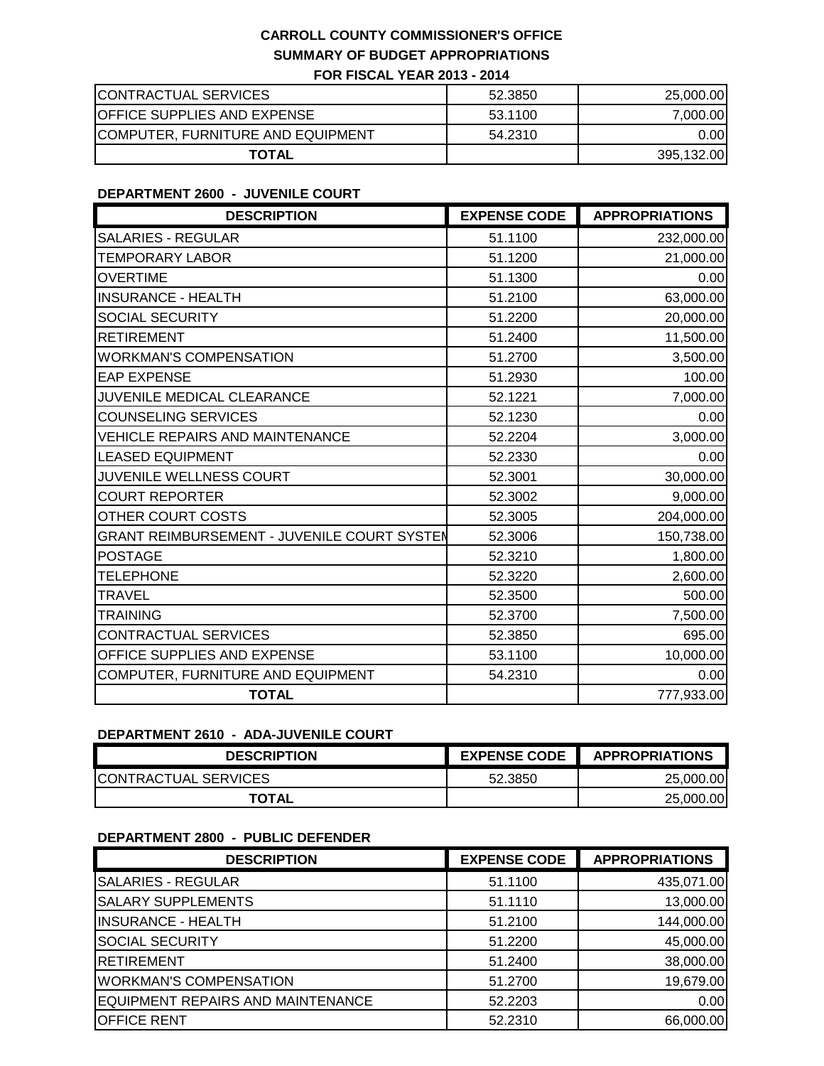# CARROLL COUNTY COMMISSIONER'S OFFICE
## SUMMARY OF BUDGET APPROPRIATIONS
### FOR FISCAL YEAR 2013 - 2014

| | | |
|---|---|---|
| CONTRACTUAL SERVICES | 52.3850 | 25,000.00 |
| OFFICE SUPPLIES AND EXPENSE | 53.1100 | 7,000.00 |
| COMPUTER, FURNITURE AND EQUIPMENT | 54.2310 | 0.00 |
| **TOTAL** | | 395,132.00 |

**DEPARTMENT 2600 - JUVENILE COURT**

| DESCRIPTION | EXPENSE CODE | APPROPRIATIONS |
|---|---|---|
| SALARIES - REGULAR | 51.1100 | 232,000.00 |
| TEMPORARY LABOR | 51.1200 | 21,000.00 |
| OVERTIME | 51.1300 | 0.00 |
| INSURANCE - HEALTH | 51.2100 | 63,000.00 |
| SOCIAL SECURITY | 51.2200 | 20,000.00 |
| RETIREMENT | 51.2400 | 11,500.00 |
| WORKMAN'S COMPENSATION | 51.2700 | 3,500.00 |
| EAP EXPENSE | 51.2930 | 100.00 |
| JUVENILE MEDICAL CLEARANCE | 52.1221 | 7,000.00 |
| COUNSELING SERVICES | 52.1230 | 0.00 |
| VEHICLE REPAIRS AND MAINTENANCE | 52.2204 | 3,000.00 |
| LEASED EQUIPMENT | 52.2330 | 0.00 |
| JUVENILE WELLNESS COURT | 52.3001 | 30,000.00 |
| COURT REPORTER | 52.3002 | 9,000.00 |
| OTHER COURT COSTS | 52.3005 | 204,000.00 |
| GRANT REIMBURSEMENT - JUVENILE COURT SYSTEM | 52.3006 | 150,738.00 |
| POSTAGE | 52.3210 | 1,800.00 |
| TELEPHONE | 52.3220 | 2,600.00 |
| TRAVEL | 52.3500 | 500.00 |
| TRAINING | 52.3700 | 7,500.00 |
| CONTRACTUAL SERVICES | 52.3850 | 695.00 |
| OFFICE SUPPLIES AND EXPENSE | 53.1100 | 10,000.00 |
| COMPUTER, FURNITURE AND EQUIPMENT | 54.2310 | 0.00 |
| **TOTAL** | | 777,933.00 |

**DEPARTMENT 2610 - ADA-JUVENILE COURT**

| DESCRIPTION | EXPENSE CODE | APPROPRIATIONS |
|---|---|---|
| CONTRACTUAL SERVICES | 52.3850 | 25,000.00 |
| **TOTAL** | | 25,000.00 |

**DEPARTMENT 2800 - PUBLIC DEFENDER**

| DESCRIPTION | EXPENSE CODE | APPROPRIATIONS |
|---|---|---|
| SALARIES - REGULAR | 51.1100 | 435,071.00 |
| SALARY SUPPLEMENTS | 51.1110 | 13,000.00 |
| INSURANCE - HEALTH | 51.2100 | 144,000.00 |
| SOCIAL SECURITY | 51.2200 | 45,000.00 |
| RETIREMENT | 51.2400 | 38,000.00 |
| WORKMAN'S COMPENSATION | 51.2700 | 19,679.00 |
| EQUIPMENT REPAIRS AND MAINTENANCE | 52.2203 | 0.00 |
| OFFICE RENT | 52.2310 | 66,000.00 |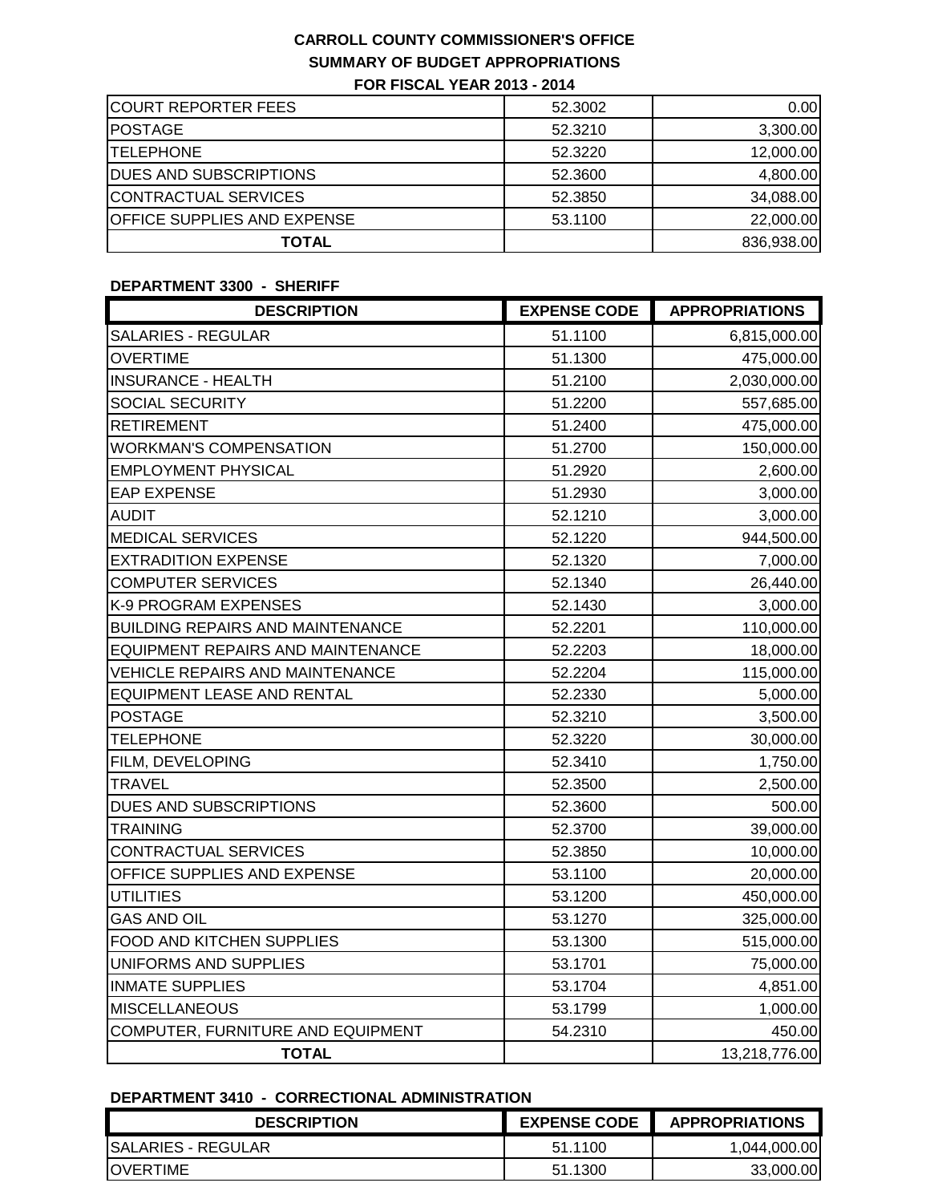# CARROLL COUNTY COMMISSIONER'S OFFICE

## SUMMARY OF BUDGET APPROPRIATIONS

### FOR FISCAL YEAR 2013 - 2014

| | | |
|---|---|---|
| COURT REPORTER FEES | 52.3002 | 0.00 |
| POSTAGE | 52.3210 | 3,300.00 |
| TELEPHONE | 52.3220 | 12,000.00 |
| DUES AND SUBSCRIPTIONS | 52.3600 | 4,800.00 |
| CONTRACTUAL SERVICES | 52.3850 | 34,088.00 |
| OFFICE SUPPLIES AND EXPENSE | 53.1100 | 22,000.00 |
| **TOTAL** | | 836,938.00 |

**DEPARTMENT 3300 - SHERIFF**

| DESCRIPTION | EXPENSE CODE | APPROPRIATIONS |
|---|---|---|
| SALARIES - REGULAR | 51.1100 | 6,815,000.00 |
| OVERTIME | 51.1300 | 475,000.00 |
| INSURANCE - HEALTH | 51.2100 | 2,030,000.00 |
| SOCIAL SECURITY | 51.2200 | 557,685.00 |
| RETIREMENT | 51.2400 | 475,000.00 |
| WORKMAN'S COMPENSATION | 51.2700 | 150,000.00 |
| EMPLOYMENT PHYSICAL | 51.2920 | 2,600.00 |
| EAP EXPENSE | 51.2930 | 3,000.00 |
| AUDIT | 52.1210 | 3,000.00 |
| MEDICAL SERVICES | 52.1220 | 944,500.00 |
| EXTRADITION EXPENSE | 52.1320 | 7,000.00 |
| COMPUTER SERVICES | 52.1340 | 26,440.00 |
| K-9 PROGRAM EXPENSES | 52.1430 | 3,000.00 |
| BUILDING REPAIRS AND MAINTENANCE | 52.2201 | 110,000.00 |
| EQUIPMENT REPAIRS AND MAINTENANCE | 52.2203 | 18,000.00 |
| VEHICLE REPAIRS AND MAINTENANCE | 52.2204 | 115,000.00 |
| EQUIPMENT LEASE AND RENTAL | 52.2330 | 5,000.00 |
| POSTAGE | 52.3210 | 3,500.00 |
| TELEPHONE | 52.3220 | 30,000.00 |
| FILM, DEVELOPING | 52.3410 | 1,750.00 |
| TRAVEL | 52.3500 | 2,500.00 |
| DUES AND SUBSCRIPTIONS | 52.3600 | 500.00 |
| TRAINING | 52.3700 | 39,000.00 |
| CONTRACTUAL SERVICES | 52.3850 | 10,000.00 |
| OFFICE SUPPLIES AND EXPENSE | 53.1100 | 20,000.00 |
| UTILITIES | 53.1200 | 450,000.00 |
| GAS AND OIL | 53.1270 | 325,000.00 |
| FOOD AND KITCHEN SUPPLIES | 53.1300 | 515,000.00 |
| UNIFORMS AND SUPPLIES | 53.1701 | 75,000.00 |
| INMATE SUPPLIES | 53.1704 | 4,851.00 |
| MISCELLANEOUS | 53.1799 | 1,000.00 |
| COMPUTER, FURNITURE AND EQUIPMENT | 54.2310 | 450.00 |
| **TOTAL** | | 13,218,776.00 |

**DEPARTMENT 3410 - CORRECTIONAL ADMINISTRATION**

| DESCRIPTION | EXPENSE CODE | APPROPRIATIONS |
|---|---|---|
| SALARIES - REGULAR | 51.1100 | 1,044,000.00 |
| OVERTIME | 51.1300 | 33,000.00 |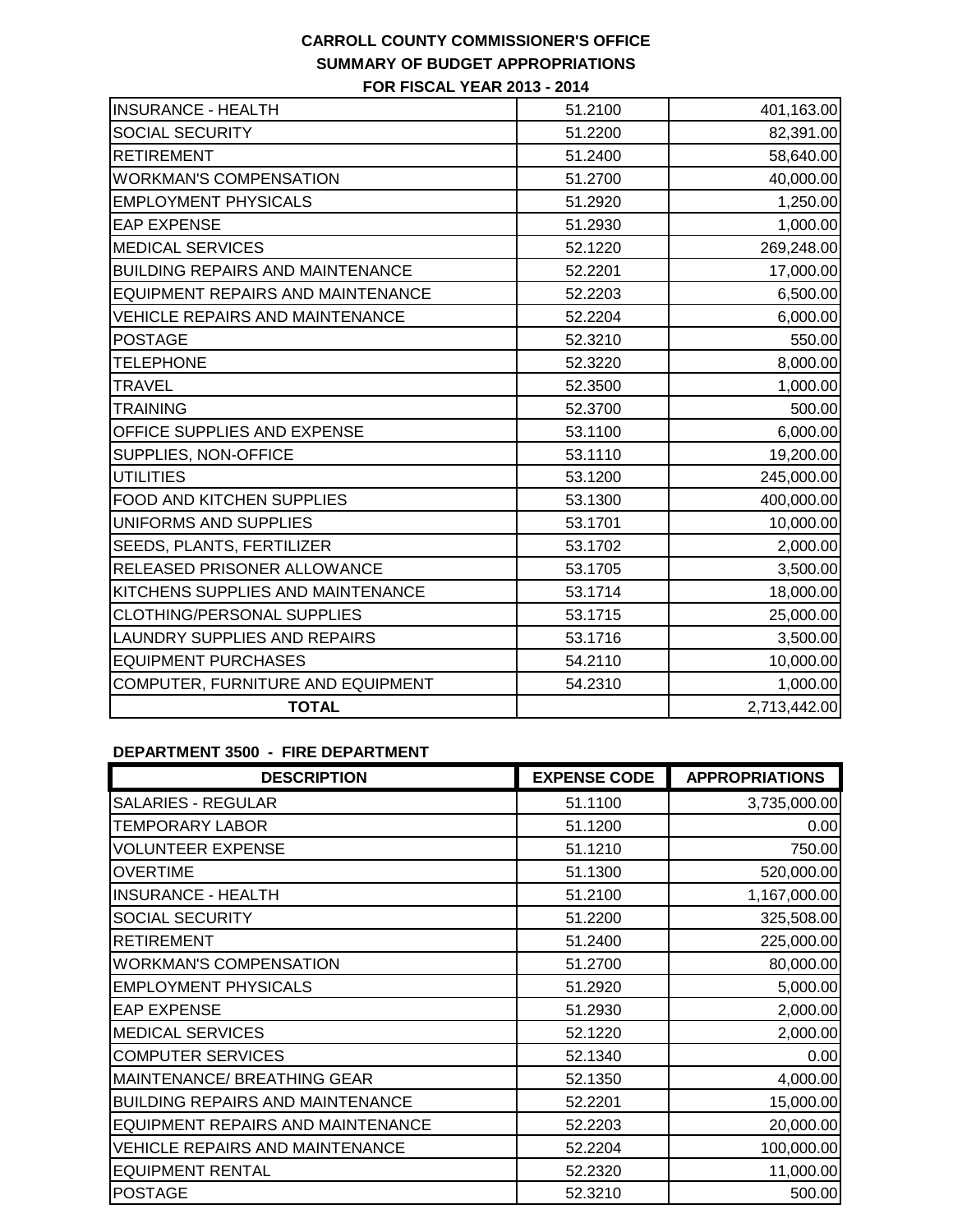**CARROLL COUNTY COMMISSIONER'S OFFICE**
**SUMMARY OF BUDGET APPROPRIATIONS**
**FOR FISCAL YEAR 2013 - 2014**

| | | |
|---|---|---|
| INSURANCE - HEALTH | 51.2100 | 401,163.00 |
| SOCIAL SECURITY | 51.2200 | 82,391.00 |
| RETIREMENT | 51.2400 | 58,640.00 |
| WORKMAN'S COMPENSATION | 51.2700 | 40,000.00 |
| EMPLOYMENT PHYSICALS | 51.2920 | 1,250.00 |
| EAP EXPENSE | 51.2930 | 1,000.00 |
| MEDICAL SERVICES | 52.1220 | 269,248.00 |
| BUILDING REPAIRS AND MAINTENANCE | 52.2201 | 17,000.00 |
| EQUIPMENT REPAIRS AND MAINTENANCE | 52.2203 | 6,500.00 |
| VEHICLE REPAIRS AND MAINTENANCE | 52.2204 | 6,000.00 |
| POSTAGE | 52.3210 | 550.00 |
| TELEPHONE | 52.3220 | 8,000.00 |
| TRAVEL | 52.3500 | 1,000.00 |
| TRAINING | 52.3700 | 500.00 |
| OFFICE SUPPLIES AND EXPENSE | 53.1100 | 6,000.00 |
| SUPPLIES, NON-OFFICE | 53.1110 | 19,200.00 |
| UTILITIES | 53.1200 | 245,000.00 |
| FOOD AND KITCHEN SUPPLIES | 53.1300 | 400,000.00 |
| UNIFORMS AND SUPPLIES | 53.1701 | 10,000.00 |
| SEEDS, PLANTS, FERTILIZER | 53.1702 | 2,000.00 |
| RELEASED PRISONER ALLOWANCE | 53.1705 | 3,500.00 |
| KITCHENS SUPPLIES AND MAINTENANCE | 53.1714 | 18,000.00 |
| CLOTHING/PERSONAL SUPPLIES | 53.1715 | 25,000.00 |
| LAUNDRY SUPPLIES AND REPAIRS | 53.1716 | 3,500.00 |
| EQUIPMENT PURCHASES | 54.2110 | 10,000.00 |
| COMPUTER, FURNITURE AND EQUIPMENT | 54.2310 | 1,000.00 |
| **TOTAL** | | 2,713,442.00 |

**DEPARTMENT 3500 - FIRE DEPARTMENT**

| DESCRIPTION | EXPENSE CODE | APPROPRIATIONS |
|---|---|---|
| SALARIES - REGULAR | 51.1100 | 3,735,000.00 |
| TEMPORARY LABOR | 51.1200 | 0.00 |
| VOLUNTEER EXPENSE | 51.1210 | 750.00 |
| OVERTIME | 51.1300 | 520,000.00 |
| INSURANCE - HEALTH | 51.2100 | 1,167,000.00 |
| SOCIAL SECURITY | 51.2200 | 325,508.00 |
| RETIREMENT | 51.2400 | 225,000.00 |
| WORKMAN'S COMPENSATION | 51.2700 | 80,000.00 |
| EMPLOYMENT PHYSICALS | 51.2920 | 5,000.00 |
| EAP EXPENSE | 51.2930 | 2,000.00 |
| MEDICAL SERVICES | 52.1220 | 2,000.00 |
| COMPUTER SERVICES | 52.1340 | 0.00 |
| MAINTENANCE/ BREATHING GEAR | 52.1350 | 4,000.00 |
| BUILDING REPAIRS AND MAINTENANCE | 52.2201 | 15,000.00 |
| EQUIPMENT REPAIRS AND MAINTENANCE | 52.2203 | 20,000.00 |
| VEHICLE REPAIRS AND MAINTENANCE | 52.2204 | 100,000.00 |
| EQUIPMENT RENTAL | 52.2320 | 11,000.00 |
| POSTAGE | 52.3210 | 500.00 |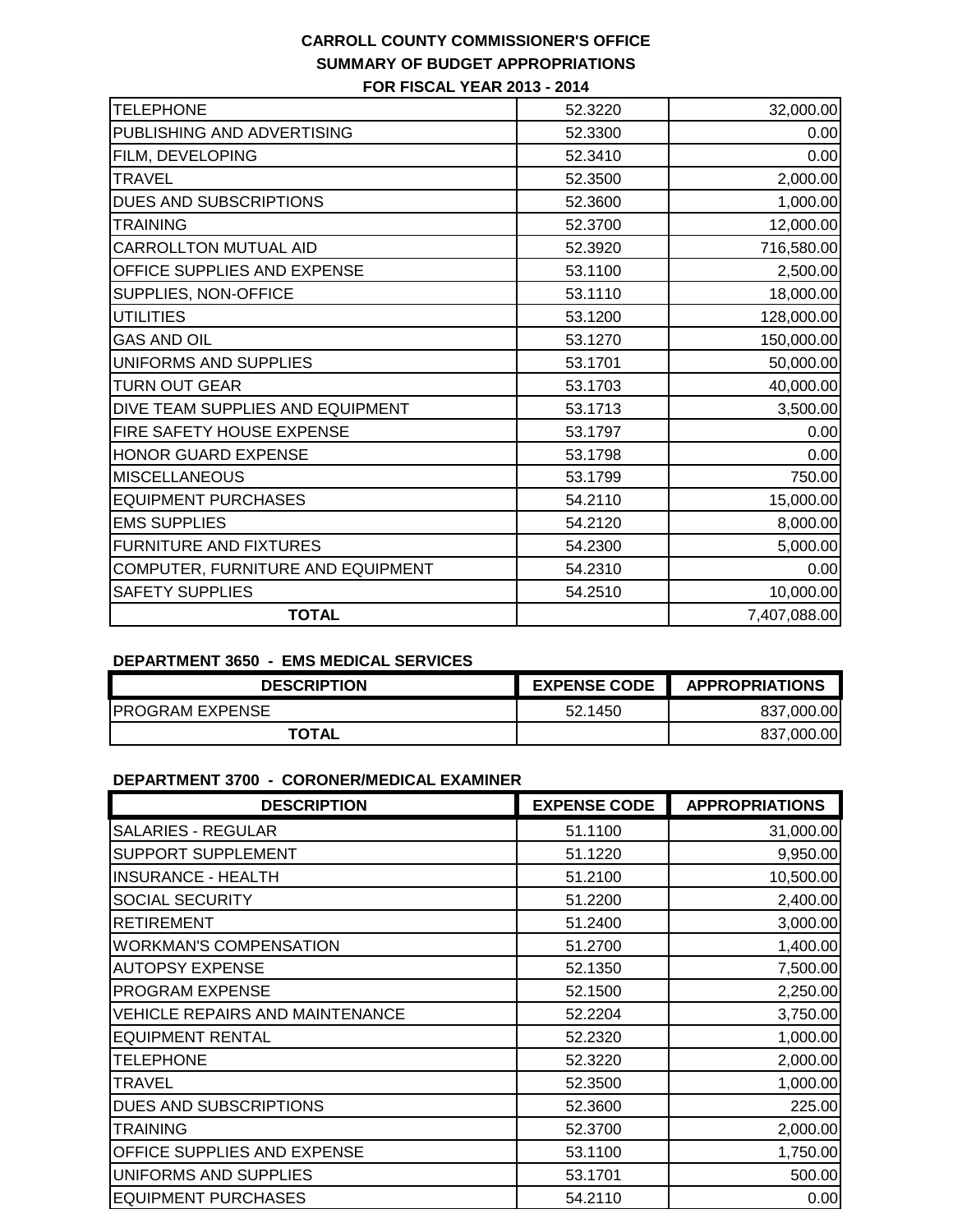**CARROLL COUNTY COMMISSIONER'S OFFICE**
**SUMMARY OF BUDGET APPROPRIATIONS**
**FOR FISCAL YEAR 2013 - 2014**

| | | |
|---|---|---|
| TELEPHONE | 52.3220 | 32,000.00 |
| PUBLISHING AND ADVERTISING | 52.3300 | 0.00 |
| FILM, DEVELOPING | 52.3410 | 0.00 |
| TRAVEL | 52.3500 | 2,000.00 |
| DUES AND SUBSCRIPTIONS | 52.3600 | 1,000.00 |
| TRAINING | 52.3700 | 12,000.00 |
| CARROLLTON MUTUAL AID | 52.3920 | 716,580.00 |
| OFFICE SUPPLIES AND EXPENSE | 53.1100 | 2,500.00 |
| SUPPLIES, NON-OFFICE | 53.1110 | 18,000.00 |
| UTILITIES | 53.1200 | 128,000.00 |
| GAS AND OIL | 53.1270 | 150,000.00 |
| UNIFORMS AND SUPPLIES | 53.1701 | 50,000.00 |
| TURN OUT GEAR | 53.1703 | 40,000.00 |
| DIVE TEAM SUPPLIES AND EQUIPMENT | 53.1713 | 3,500.00 |
| FIRE SAFETY HOUSE EXPENSE | 53.1797 | 0.00 |
| HONOR GUARD EXPENSE | 53.1798 | 0.00 |
| MISCELLANEOUS | 53.1799 | 750.00 |
| EQUIPMENT PURCHASES | 54.2110 | 15,000.00 |
| EMS SUPPLIES | 54.2120 | 8,000.00 |
| FURNITURE AND FIXTURES | 54.2300 | 5,000.00 |
| COMPUTER, FURNITURE AND EQUIPMENT | 54.2310 | 0.00 |
| SAFETY SUPPLIES | 54.2510 | 10,000.00 |
| **TOTAL** | | 7,407,088.00 |

**DEPARTMENT 3650 - EMS MEDICAL SERVICES**

| DESCRIPTION | EXPENSE CODE | APPROPRIATIONS |
|---|---|---|
| PROGRAM EXPENSE | 52.1450 | 837,000.00 |
| **TOTAL** | | 837,000.00 |

**DEPARTMENT 3700 - CORONER/MEDICAL EXAMINER**

| DESCRIPTION | EXPENSE CODE | APPROPRIATIONS |
|---|---|---|
| SALARIES - REGULAR | 51.1100 | 31,000.00 |
| SUPPORT SUPPLEMENT | 51.1220 | 9,950.00 |
| INSURANCE - HEALTH | 51.2100 | 10,500.00 |
| SOCIAL SECURITY | 51.2200 | 2,400.00 |
| RETIREMENT | 51.2400 | 3,000.00 |
| WORKMAN'S COMPENSATION | 51.2700 | 1,400.00 |
| AUTOPSY EXPENSE | 52.1350 | 7,500.00 |
| PROGRAM EXPENSE | 52.1500 | 2,250.00 |
| VEHICLE REPAIRS AND MAINTENANCE | 52.2204 | 3,750.00 |
| EQUIPMENT RENTAL | 52.2320 | 1,000.00 |
| TELEPHONE | 52.3220 | 2,000.00 |
| TRAVEL | 52.3500 | 1,000.00 |
| DUES AND SUBSCRIPTIONS | 52.3600 | 225.00 |
| TRAINING | 52.3700 | 2,000.00 |
| OFFICE SUPPLIES AND EXPENSE | 53.1100 | 1,750.00 |
| UNIFORMS AND SUPPLIES | 53.1701 | 500.00 |
| EQUIPMENT PURCHASES | 54.2110 | 0.00 |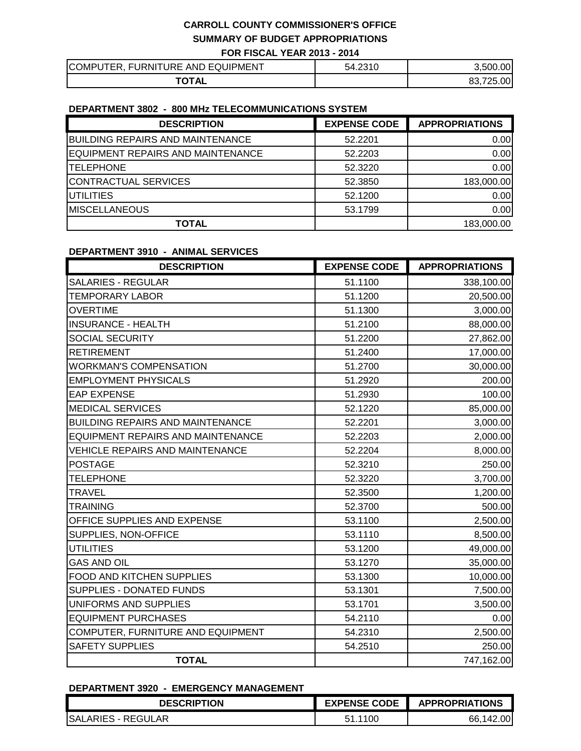**CARROLL COUNTY COMMISSIONER'S OFFICE**

**SUMMARY OF BUDGET APPROPRIATIONS**

**FOR FISCAL YEAR 2013 - 2014**

| | | |
|---|---|---|
| COMPUTER, FURNITURE AND EQUIPMENT | 54.2310 | 3,500.00 |
| **TOTAL** | | 83,725.00 |

### DEPARTMENT 3802 - 800 MHz TELECOMMUNICATIONS SYSTEM

| DESCRIPTION | EXPENSE CODE | APPROPRIATIONS |
|---|---|---|
| BUILDING REPAIRS AND MAINTENANCE | 52.2201 | 0.00 |
| EQUIPMENT REPAIRS AND MAINTENANCE | 52.2203 | 0.00 |
| TELEPHONE | 52.3220 | 0.00 |
| CONTRACTUAL SERVICES | 52.3850 | 183,000.00 |
| UTILITIES | 52.1200 | 0.00 |
| MISCELLANEOUS | 53.1799 | 0.00 |
| **TOTAL** | | 183,000.00 |

### DEPARTMENT 3910 - ANIMAL SERVICES

| DESCRIPTION | EXPENSE CODE | APPROPRIATIONS |
|---|---|---|
| SALARIES - REGULAR | 51.1100 | 338,100.00 |
| TEMPORARY LABOR | 51.1200 | 20,500.00 |
| OVERTIME | 51.1300 | 3,000.00 |
| INSURANCE - HEALTH | 51.2100 | 88,000.00 |
| SOCIAL SECURITY | 51.2200 | 27,862.00 |
| RETIREMENT | 51.2400 | 17,000.00 |
| WORKMAN'S COMPENSATION | 51.2700 | 30,000.00 |
| EMPLOYMENT PHYSICALS | 51.2920 | 200.00 |
| EAP EXPENSE | 51.2930 | 100.00 |
| MEDICAL SERVICES | 52.1220 | 85,000.00 |
| BUILDING REPAIRS AND MAINTENANCE | 52.2201 | 3,000.00 |
| EQUIPMENT REPAIRS AND MAINTENANCE | 52.2203 | 2,000.00 |
| VEHICLE REPAIRS AND MAINTENANCE | 52.2204 | 8,000.00 |
| POSTAGE | 52.3210 | 250.00 |
| TELEPHONE | 52.3220 | 3,700.00 |
| TRAVEL | 52.3500 | 1,200.00 |
| TRAINING | 52.3700 | 500.00 |
| OFFICE SUPPLIES AND EXPENSE | 53.1100 | 2,500.00 |
| SUPPLIES, NON-OFFICE | 53.1110 | 8,500.00 |
| UTILITIES | 53.1200 | 49,000.00 |
| GAS AND OIL | 53.1270 | 35,000.00 |
| FOOD AND KITCHEN SUPPLIES | 53.1300 | 10,000.00 |
| SUPPLIES - DONATED FUNDS | 53.1301 | 7,500.00 |
| UNIFORMS AND SUPPLIES | 53.1701 | 3,500.00 |
| EQUIPMENT PURCHASES | 54.2110 | 0.00 |
| COMPUTER, FURNITURE AND EQUIPMENT | 54.2310 | 2,500.00 |
| SAFETY SUPPLIES | 54.2510 | 250.00 |
| **TOTAL** | | 747,162.00 |

### DEPARTMENT 3920 - EMERGENCY MANAGEMENT

| DESCRIPTION | EXPENSE CODE | APPROPRIATIONS |
|---|---|---|
| SALARIES - REGULAR | 51.1100 | 66,142.00 |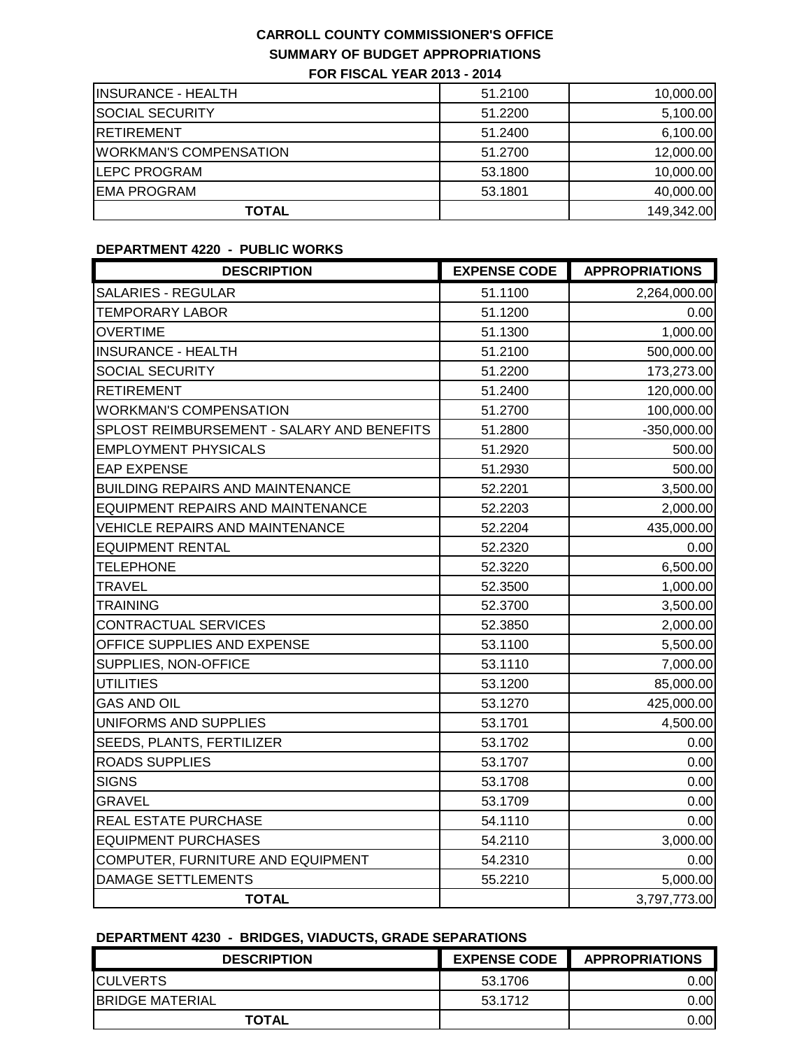# CARROLL COUNTY COMMISSIONER'S OFFICE

## SUMMARY OF BUDGET APPROPRIATIONS

### FOR FISCAL YEAR 2013 - 2014

| | | |
|---|---|---|
| INSURANCE - HEALTH | 51.2100 | 10,000.00 |
| SOCIAL SECURITY | 51.2200 | 5,100.00 |
| RETIREMENT | 51.2400 | 6,100.00 |
| WORKMAN'S COMPENSATION | 51.2700 | 12,000.00 |
| LEPC PROGRAM | 53.1800 | 10,000.00 |
| EMA PROGRAM | 53.1801 | 40,000.00 |
| **TOTAL** | | 149,342.00 |

**DEPARTMENT 4220 - PUBLIC WORKS**

| DESCRIPTION | EXPENSE CODE | APPROPRIATIONS |
|---|---|---|
| SALARIES - REGULAR | 51.1100 | 2,264,000.00 |
| TEMPORARY LABOR | 51.1200 | 0.00 |
| OVERTIME | 51.1300 | 1,000.00 |
| INSURANCE - HEALTH | 51.2100 | 500,000.00 |
| SOCIAL SECURITY | 51.2200 | 173,273.00 |
| RETIREMENT | 51.2400 | 120,000.00 |
| WORKMAN'S COMPENSATION | 51.2700 | 100,000.00 |
| SPLOST REIMBURSEMENT - SALARY AND BENEFITS | 51.2800 | -350,000.00 |
| EMPLOYMENT PHYSICALS | 51.2920 | 500.00 |
| EAP EXPENSE | 51.2930 | 500.00 |
| BUILDING REPAIRS AND MAINTENANCE | 52.2201 | 3,500.00 |
| EQUIPMENT REPAIRS AND MAINTENANCE | 52.2203 | 2,000.00 |
| VEHICLE REPAIRS AND MAINTENANCE | 52.2204 | 435,000.00 |
| EQUIPMENT RENTAL | 52.2320 | 0.00 |
| TELEPHONE | 52.3220 | 6,500.00 |
| TRAVEL | 52.3500 | 1,000.00 |
| TRAINING | 52.3700 | 3,500.00 |
| CONTRACTUAL SERVICES | 52.3850 | 2,000.00 |
| OFFICE SUPPLIES AND EXPENSE | 53.1100 | 5,500.00 |
| SUPPLIES, NON-OFFICE | 53.1110 | 7,000.00 |
| UTILITIES | 53.1200 | 85,000.00 |
| GAS AND OIL | 53.1270 | 425,000.00 |
| UNIFORMS AND SUPPLIES | 53.1701 | 4,500.00 |
| SEEDS, PLANTS, FERTILIZER | 53.1702 | 0.00 |
| ROADS SUPPLIES | 53.1707 | 0.00 |
| SIGNS | 53.1708 | 0.00 |
| GRAVEL | 53.1709 | 0.00 |
| REAL ESTATE PURCHASE | 54.1110 | 0.00 |
| EQUIPMENT PURCHASES | 54.2110 | 3,000.00 |
| COMPUTER, FURNITURE AND EQUIPMENT | 54.2310 | 0.00 |
| DAMAGE SETTLEMENTS | 55.2210 | 5,000.00 |
| **TOTAL** | | 3,797,773.00 |

**DEPARTMENT 4230 - BRIDGES, VIADUCTS, GRADE SEPARATIONS**

| DESCRIPTION | EXPENSE CODE | APPROPRIATIONS |
|---|---|---|
| CULVERTS | 53.1706 | 0.00 |
| BRIDGE MATERIAL | 53.1712 | 0.00 |
| **TOTAL** | | 0.00 |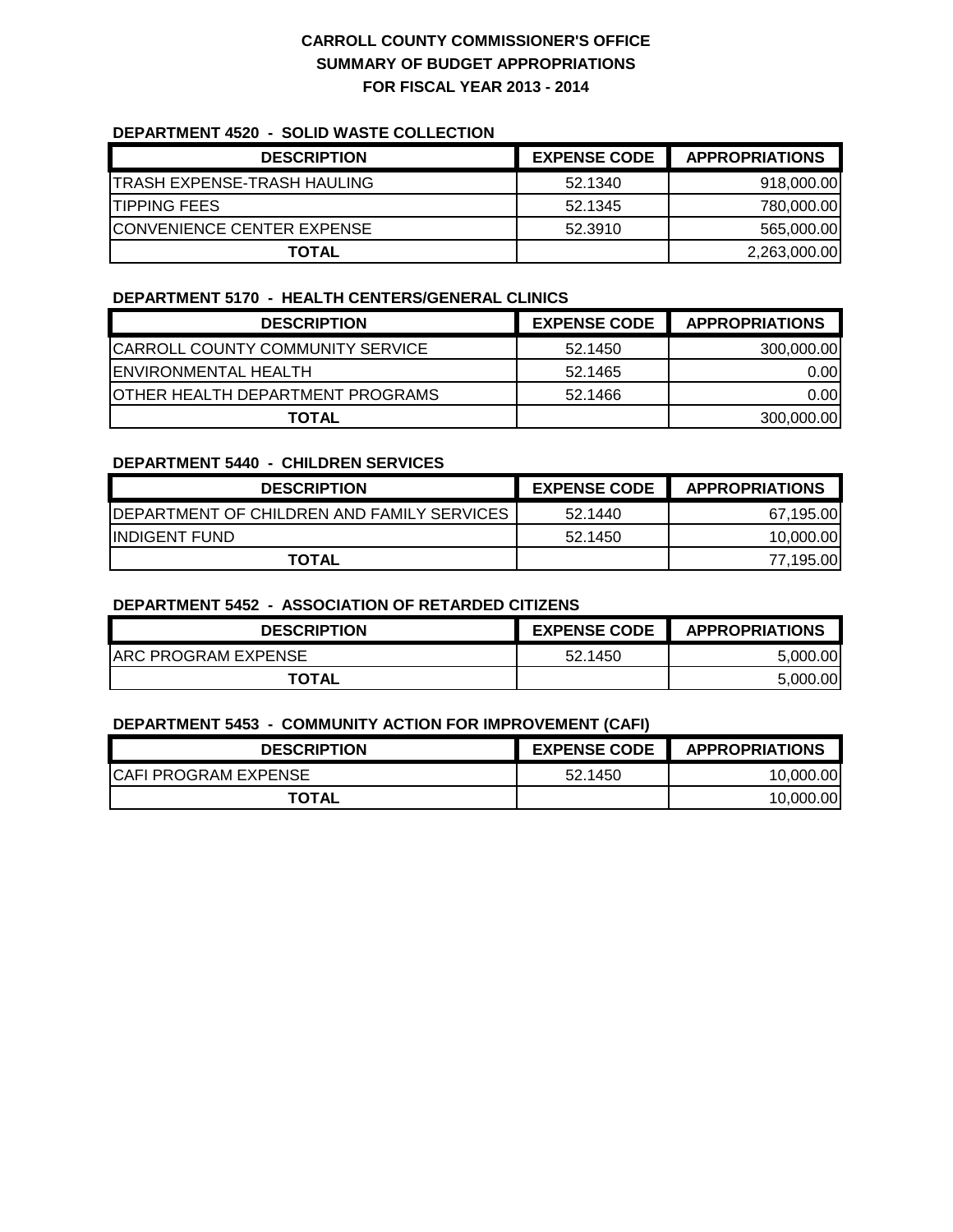# CARROLL COUNTY COMMISSIONER'S OFFICE
## SUMMARY OF BUDGET APPROPRIATIONS
## FOR FISCAL YEAR 2013 - 2014

### DEPARTMENT 4520 - SOLID WASTE COLLECTION

| DESCRIPTION | EXPENSE CODE | APPROPRIATIONS |
|---|---|---|
| TRASH EXPENSE-TRASH HAULING | 52.1340 | 918,000.00 |
| TIPPING FEES | 52.1345 | 780,000.00 |
| CONVENIENCE CENTER EXPENSE | 52.3910 | 565,000.00 |
| **TOTAL** | | 2,263,000.00 |

### DEPARTMENT 5170 - HEALTH CENTERS/GENERAL CLINICS

| DESCRIPTION | EXPENSE CODE | APPROPRIATIONS |
|---|---|---|
| CARROLL COUNTY COMMUNITY SERVICE | 52.1450 | 300,000.00 |
| ENVIRONMENTAL HEALTH | 52.1465 | 0.00 |
| OTHER HEALTH DEPARTMENT PROGRAMS | 52.1466 | 0.00 |
| **TOTAL** | | 300,000.00 |

### DEPARTMENT 5440 - CHILDREN SERVICES

| DESCRIPTION | EXPENSE CODE | APPROPRIATIONS |
|---|---|---|
| DEPARTMENT OF CHILDREN AND FAMILY SERVICES | 52.1440 | 67,195.00 |
| INDIGENT FUND | 52.1450 | 10,000.00 |
| **TOTAL** | | 77,195.00 |

### DEPARTMENT 5452 - ASSOCIATION OF RETARDED CITIZENS

| DESCRIPTION | EXPENSE CODE | APPROPRIATIONS |
|---|---|---|
| ARC PROGRAM EXPENSE | 52.1450 | 5,000.00 |
| **TOTAL** | | 5,000.00 |

### DEPARTMENT 5453 - COMMUNITY ACTION FOR IMPROVEMENT (CAFI)

| DESCRIPTION | EXPENSE CODE | APPROPRIATIONS |
|---|---|---|
| CAFI PROGRAM EXPENSE | 52.1450 | 10,000.00 |
| **TOTAL** | | 10,000.00 |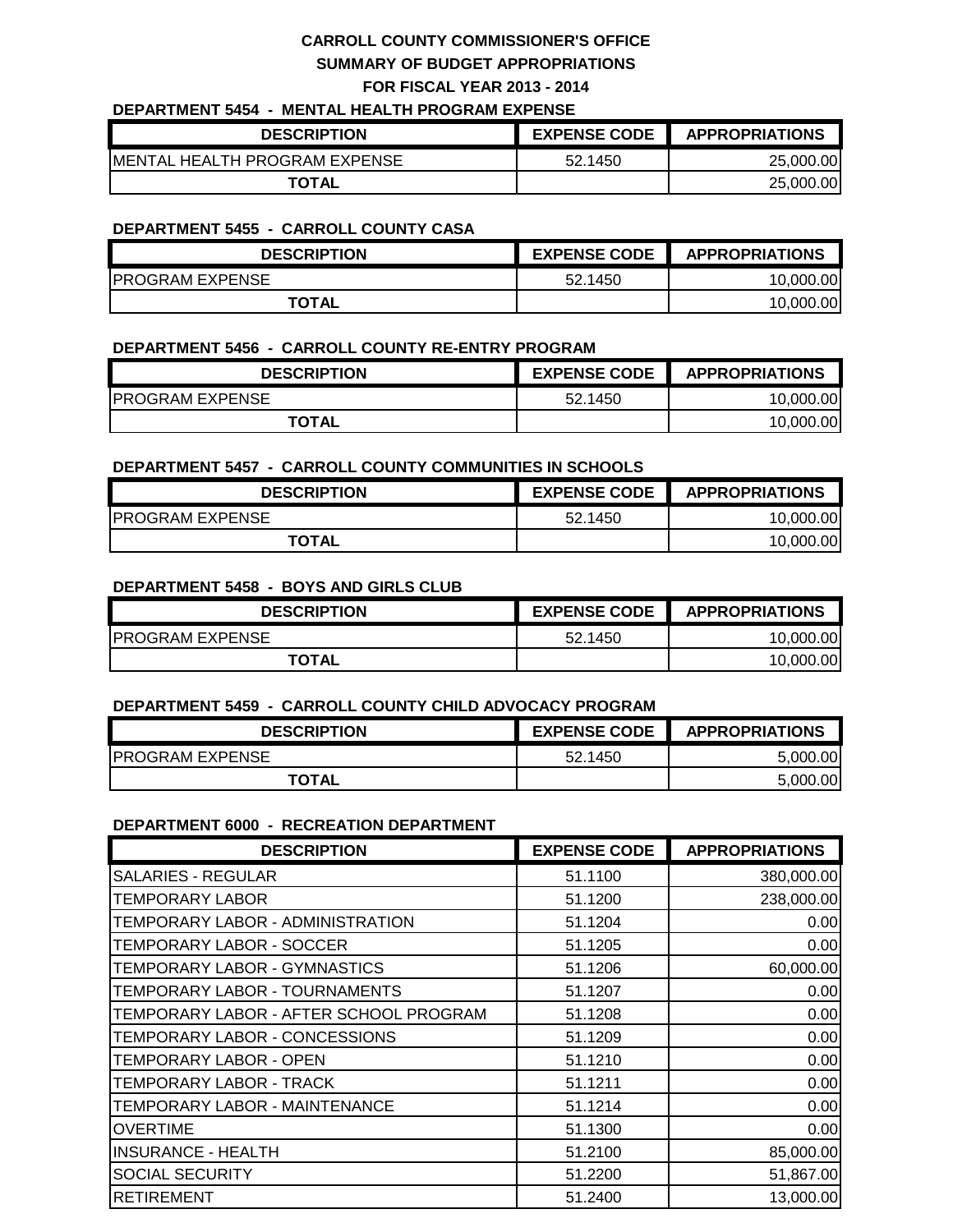**CARROLL COUNTY COMMISSIONER'S OFFICE**
**SUMMARY OF BUDGET APPROPRIATIONS**
**FOR FISCAL YEAR 2013 - 2014**

**DEPARTMENT 5454 - MENTAL HEALTH PROGRAM EXPENSE**

| DESCRIPTION | EXPENSE CODE | APPROPRIATIONS |
|---|---|---|
| MENTAL HEALTH PROGRAM EXPENSE | 52.1450 | 25,000.00 |
| **TOTAL** | | 25,000.00 |

**DEPARTMENT 5455 - CARROLL COUNTY CASA**

| DESCRIPTION | EXPENSE CODE | APPROPRIATIONS |
|---|---|---|
| PROGRAM EXPENSE | 52.1450 | 10,000.00 |
| **TOTAL** | | 10,000.00 |

**DEPARTMENT 5456 - CARROLL COUNTY RE-ENTRY PROGRAM**

| DESCRIPTION | EXPENSE CODE | APPROPRIATIONS |
|---|---|---|
| PROGRAM EXPENSE | 52.1450 | 10,000.00 |
| **TOTAL** | | 10,000.00 |

**DEPARTMENT 5457 - CARROLL COUNTY COMMUNITIES IN SCHOOLS**

| DESCRIPTION | EXPENSE CODE | APPROPRIATIONS |
|---|---|---|
| PROGRAM EXPENSE | 52.1450 | 10,000.00 |
| **TOTAL** | | 10,000.00 |

**DEPARTMENT 5458 - BOYS AND GIRLS CLUB**

| DESCRIPTION | EXPENSE CODE | APPROPRIATIONS |
|---|---|---|
| PROGRAM EXPENSE | 52.1450 | 10,000.00 |
| **TOTAL** | | 10,000.00 |

**DEPARTMENT 5459 - CARROLL COUNTY CHILD ADVOCACY PROGRAM**

| DESCRIPTION | EXPENSE CODE | APPROPRIATIONS |
|---|---|---|
| PROGRAM EXPENSE | 52.1450 | 5,000.00 |
| **TOTAL** | | 5,000.00 |

**DEPARTMENT 6000 - RECREATION DEPARTMENT**

| DESCRIPTION | EXPENSE CODE | APPROPRIATIONS |
|---|---|---|
| SALARIES - REGULAR | 51.1100 | 380,000.00 |
| TEMPORARY LABOR | 51.1200 | 238,000.00 |
| TEMPORARY LABOR - ADMINISTRATION | 51.1204 | 0.00 |
| TEMPORARY LABOR - SOCCER | 51.1205 | 0.00 |
| TEMPORARY LABOR - GYMNASTICS | 51.1206 | 60,000.00 |
| TEMPORARY LABOR - TOURNAMENTS | 51.1207 | 0.00 |
| TEMPORARY LABOR - AFTER SCHOOL PROGRAM | 51.1208 | 0.00 |
| TEMPORARY LABOR - CONCESSIONS | 51.1209 | 0.00 |
| TEMPORARY LABOR - OPEN | 51.1210 | 0.00 |
| TEMPORARY LABOR - TRACK | 51.1211 | 0.00 |
| TEMPORARY LABOR - MAINTENANCE | 51.1214 | 0.00 |
| OVERTIME | 51.1300 | 0.00 |
| INSURANCE - HEALTH | 51.2100 | 85,000.00 |
| SOCIAL SECURITY | 51.2200 | 51,867.00 |
| RETIREMENT | 51.2400 | 13,000.00 |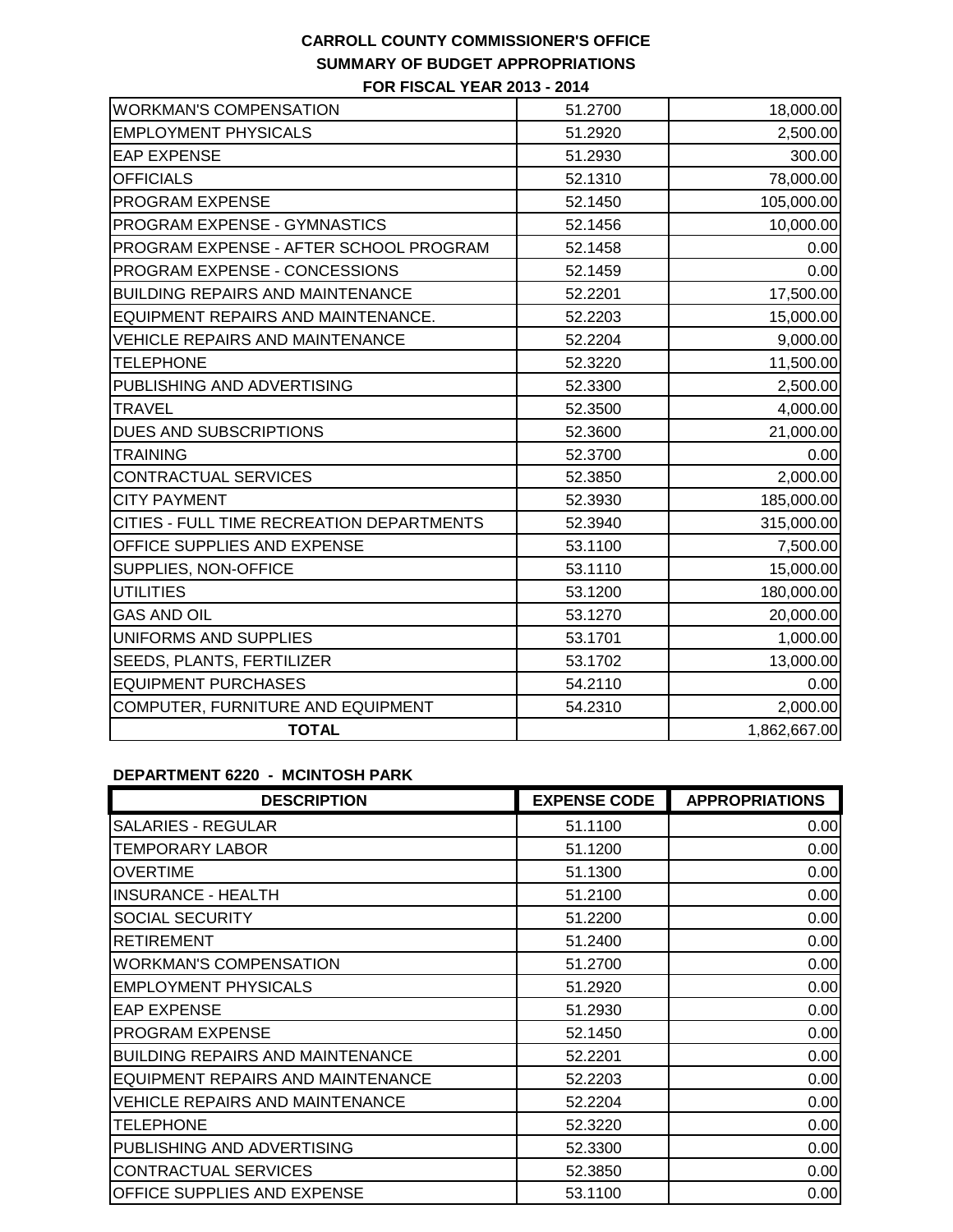**CARROLL COUNTY COMMISSIONER'S OFFICE**
**SUMMARY OF BUDGET APPROPRIATIONS**
**FOR FISCAL YEAR 2013 - 2014**

| | | |
|---|---|---|
| WORKMAN'S COMPENSATION | 51.2700 | 18,000.00 |
| EMPLOYMENT PHYSICALS | 51.2920 | 2,500.00 |
| EAP EXPENSE | 51.2930 | 300.00 |
| OFFICIALS | 52.1310 | 78,000.00 |
| PROGRAM EXPENSE | 52.1450 | 105,000.00 |
| PROGRAM EXPENSE - GYMNASTICS | 52.1456 | 10,000.00 |
| PROGRAM EXPENSE - AFTER SCHOOL PROGRAM | 52.1458 | 0.00 |
| PROGRAM EXPENSE - CONCESSIONS | 52.1459 | 0.00 |
| BUILDING REPAIRS AND MAINTENANCE | 52.2201 | 17,500.00 |
| EQUIPMENT REPAIRS AND MAINTENANCE. | 52.2203 | 15,000.00 |
| VEHICLE REPAIRS AND MAINTENANCE | 52.2204 | 9,000.00 |
| TELEPHONE | 52.3220 | 11,500.00 |
| PUBLISHING AND ADVERTISING | 52.3300 | 2,500.00 |
| TRAVEL | 52.3500 | 4,000.00 |
| DUES AND SUBSCRIPTIONS | 52.3600 | 21,000.00 |
| TRAINING | 52.3700 | 0.00 |
| CONTRACTUAL SERVICES | 52.3850 | 2,000.00 |
| CITY PAYMENT | 52.3930 | 185,000.00 |
| CITIES - FULL TIME RECREATION DEPARTMENTS | 52.3940 | 315,000.00 |
| OFFICE SUPPLIES AND EXPENSE | 53.1100 | 7,500.00 |
| SUPPLIES, NON-OFFICE | 53.1110 | 15,000.00 |
| UTILITIES | 53.1200 | 180,000.00 |
| GAS AND OIL | 53.1270 | 20,000.00 |
| UNIFORMS AND SUPPLIES | 53.1701 | 1,000.00 |
| SEEDS, PLANTS, FERTILIZER | 53.1702 | 13,000.00 |
| EQUIPMENT PURCHASES | 54.2110 | 0.00 |
| COMPUTER, FURNITURE AND EQUIPMENT | 54.2310 | 2,000.00 |
| **TOTAL** | | 1,862,667.00 |

**DEPARTMENT 6220 - MCINTOSH PARK**

| DESCRIPTION | EXPENSE CODE | APPROPRIATIONS |
|---|---|---|
| SALARIES - REGULAR | 51.1100 | 0.00 |
| TEMPORARY LABOR | 51.1200 | 0.00 |
| OVERTIME | 51.1300 | 0.00 |
| INSURANCE - HEALTH | 51.2100 | 0.00 |
| SOCIAL SECURITY | 51.2200 | 0.00 |
| RETIREMENT | 51.2400 | 0.00 |
| WORKMAN'S COMPENSATION | 51.2700 | 0.00 |
| EMPLOYMENT PHYSICALS | 51.2920 | 0.00 |
| EAP EXPENSE | 51.2930 | 0.00 |
| PROGRAM EXPENSE | 52.1450 | 0.00 |
| BUILDING REPAIRS AND MAINTENANCE | 52.2201 | 0.00 |
| EQUIPMENT REPAIRS AND MAINTENANCE | 52.2203 | 0.00 |
| VEHICLE REPAIRS AND MAINTENANCE | 52.2204 | 0.00 |
| TELEPHONE | 52.3220 | 0.00 |
| PUBLISHING AND ADVERTISING | 52.3300 | 0.00 |
| CONTRACTUAL SERVICES | 52.3850 | 0.00 |
| OFFICE SUPPLIES AND EXPENSE | 53.1100 | 0.00 |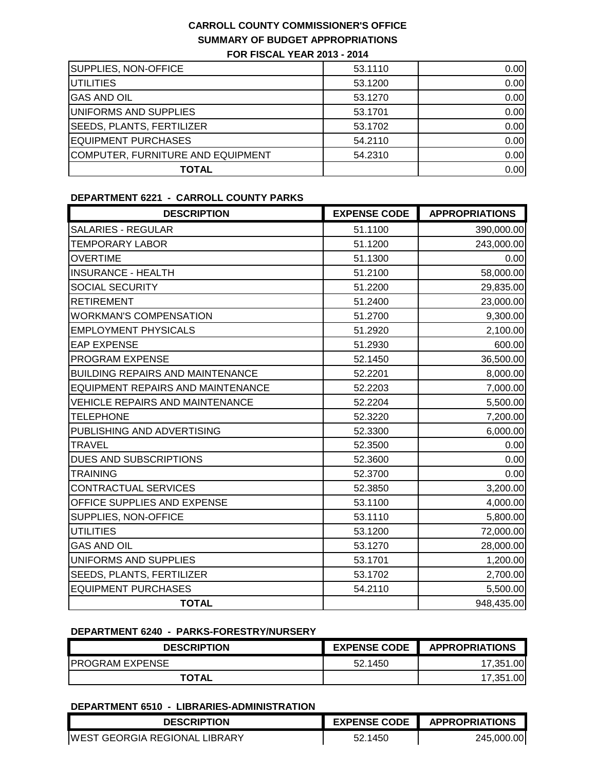# CARROLL COUNTY COMMISSIONER'S OFFICE
## SUMMARY OF BUDGET APPROPRIATIONS
### FOR FISCAL YEAR 2013 - 2014

| | | |
|---|---|---|
| SUPPLIES, NON-OFFICE | 53.1110 | 0.00 |
| UTILITIES | 53.1200 | 0.00 |
| GAS AND OIL | 53.1270 | 0.00 |
| UNIFORMS AND SUPPLIES | 53.1701 | 0.00 |
| SEEDS, PLANTS, FERTILIZER | 53.1702 | 0.00 |
| EQUIPMENT PURCHASES | 54.2110 | 0.00 |
| COMPUTER, FURNITURE AND EQUIPMENT | 54.2310 | 0.00 |
| **TOTAL** | | 0.00 |

**DEPARTMENT 6221 - CARROLL COUNTY PARKS**

| DESCRIPTION | EXPENSE CODE | APPROPRIATIONS |
|---|---|---|
| SALARIES - REGULAR | 51.1100 | 390,000.00 |
| TEMPORARY LABOR | 51.1200 | 243,000.00 |
| OVERTIME | 51.1300 | 0.00 |
| INSURANCE - HEALTH | 51.2100 | 58,000.00 |
| SOCIAL SECURITY | 51.2200 | 29,835.00 |
| RETIREMENT | 51.2400 | 23,000.00 |
| WORKMAN'S COMPENSATION | 51.2700 | 9,300.00 |
| EMPLOYMENT PHYSICALS | 51.2920 | 2,100.00 |
| EAP EXPENSE | 51.2930 | 600.00 |
| PROGRAM EXPENSE | 52.1450 | 36,500.00 |
| BUILDING REPAIRS AND MAINTENANCE | 52.2201 | 8,000.00 |
| EQUIPMENT REPAIRS AND MAINTENANCE | 52.2203 | 7,000.00 |
| VEHICLE REPAIRS AND MAINTENANCE | 52.2204 | 5,500.00 |
| TELEPHONE | 52.3220 | 7,200.00 |
| PUBLISHING AND ADVERTISING | 52.3300 | 6,000.00 |
| TRAVEL | 52.3500 | 0.00 |
| DUES AND SUBSCRIPTIONS | 52.3600 | 0.00 |
| TRAINING | 52.3700 | 0.00 |
| CONTRACTUAL SERVICES | 52.3850 | 3,200.00 |
| OFFICE SUPPLIES AND EXPENSE | 53.1100 | 4,000.00 |
| SUPPLIES, NON-OFFICE | 53.1110 | 5,800.00 |
| UTILITIES | 53.1200 | 72,000.00 |
| GAS AND OIL | 53.1270 | 28,000.00 |
| UNIFORMS AND SUPPLIES | 53.1701 | 1,200.00 |
| SEEDS, PLANTS, FERTILIZER | 53.1702 | 2,700.00 |
| EQUIPMENT PURCHASES | 54.2110 | 5,500.00 |
| **TOTAL** | | 948,435.00 |

**DEPARTMENT 6240 - PARKS-FORESTRY/NURSERY**

| DESCRIPTION | EXPENSE CODE | APPROPRIATIONS |
|---|---|---|
| PROGRAM EXPENSE | 52.1450 | 17,351.00 |
| **TOTAL** | | 17,351.00 |

**DEPARTMENT 6510 - LIBRARIES-ADMINISTRATION**

| DESCRIPTION | EXPENSE CODE | APPROPRIATIONS |
|---|---|---|
| WEST GEORGIA REGIONAL LIBRARY | 52.1450 | 245,000.00 |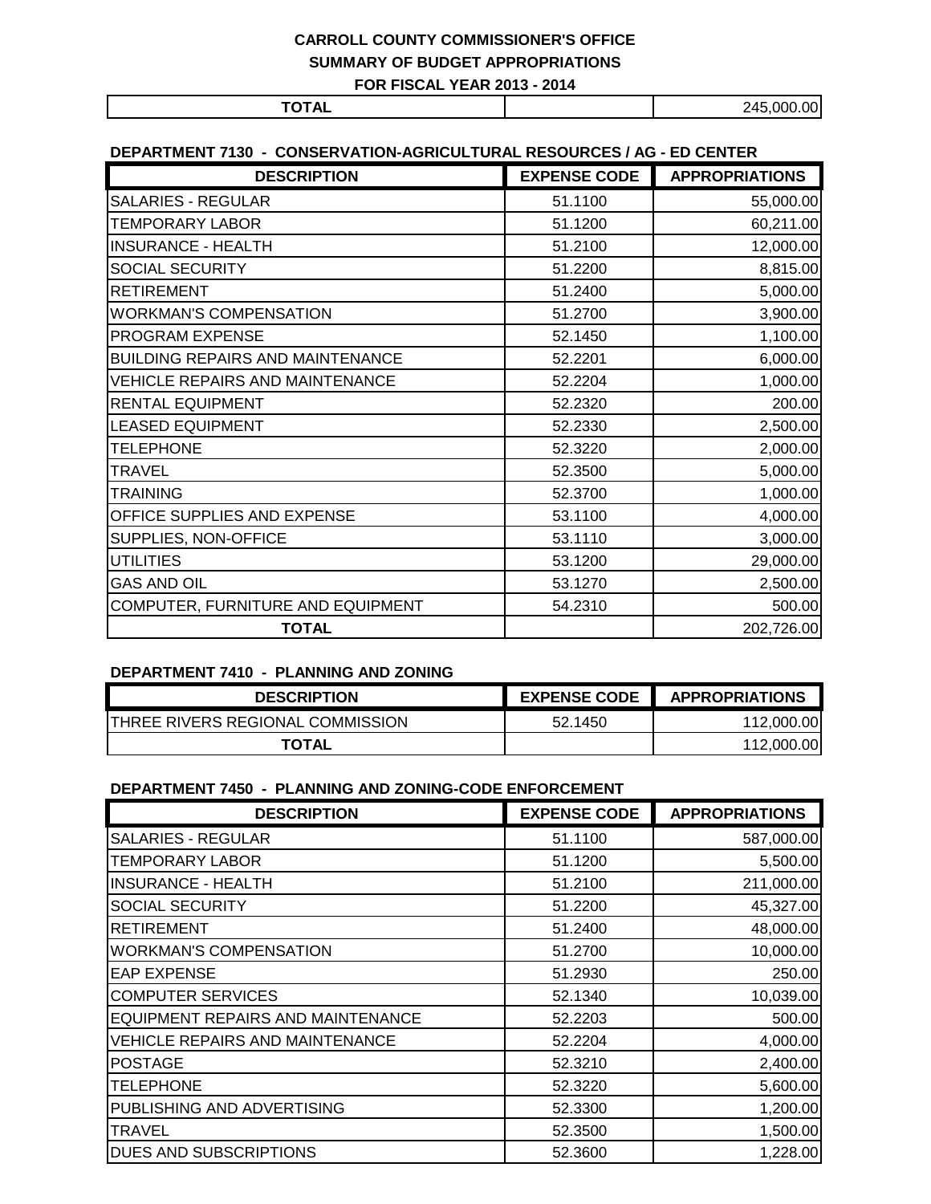**CARROLL COUNTY COMMISSIONER'S OFFICE**

**SUMMARY OF BUDGET APPROPRIATIONS**

**FOR FISCAL YEAR 2013 - 2014**

| **TOTAL** | | 245,000.00 |
|---|---|---|

**DEPARTMENT 7130 - CONSERVATION-AGRICULTURAL RESOURCES / AG - ED CENTER**

| DESCRIPTION | EXPENSE CODE | APPROPRIATIONS |
|---|---|---|
| SALARIES - REGULAR | 51.1100 | 55,000.00 |
| TEMPORARY LABOR | 51.1200 | 60,211.00 |
| INSURANCE - HEALTH | 51.2100 | 12,000.00 |
| SOCIAL SECURITY | 51.2200 | 8,815.00 |
| RETIREMENT | 51.2400 | 5,000.00 |
| WORKMAN'S COMPENSATION | 51.2700 | 3,900.00 |
| PROGRAM EXPENSE | 52.1450 | 1,100.00 |
| BUILDING REPAIRS AND MAINTENANCE | 52.2201 | 6,000.00 |
| VEHICLE REPAIRS AND MAINTENANCE | 52.2204 | 1,000.00 |
| RENTAL EQUIPMENT | 52.2320 | 200.00 |
| LEASED EQUIPMENT | 52.2330 | 2,500.00 |
| TELEPHONE | 52.3220 | 2,000.00 |
| TRAVEL | 52.3500 | 5,000.00 |
| TRAINING | 52.3700 | 1,000.00 |
| OFFICE SUPPLIES AND EXPENSE | 53.1100 | 4,000.00 |
| SUPPLIES, NON-OFFICE | 53.1110 | 3,000.00 |
| UTILITIES | 53.1200 | 29,000.00 |
| GAS AND OIL | 53.1270 | 2,500.00 |
| COMPUTER, FURNITURE AND EQUIPMENT | 54.2310 | 500.00 |
| **TOTAL** | | 202,726.00 |

**DEPARTMENT 7410 - PLANNING AND ZONING**

| DESCRIPTION | EXPENSE CODE | APPROPRIATIONS |
|---|---|---|
| THREE RIVERS REGIONAL COMMISSION | 52.1450 | 112,000.00 |
| **TOTAL** | | 112,000.00 |

**DEPARTMENT 7450 - PLANNING AND ZONING-CODE ENFORCEMENT**

| DESCRIPTION | EXPENSE CODE | APPROPRIATIONS |
|---|---|---|
| SALARIES - REGULAR | 51.1100 | 587,000.00 |
| TEMPORARY LABOR | 51.1200 | 5,500.00 |
| INSURANCE - HEALTH | 51.2100 | 211,000.00 |
| SOCIAL SECURITY | 51.2200 | 45,327.00 |
| RETIREMENT | 51.2400 | 48,000.00 |
| WORKMAN'S COMPENSATION | 51.2700 | 10,000.00 |
| EAP EXPENSE | 51.2930 | 250.00 |
| COMPUTER SERVICES | 52.1340 | 10,039.00 |
| EQUIPMENT REPAIRS AND MAINTENANCE | 52.2203 | 500.00 |
| VEHICLE REPAIRS AND MAINTENANCE | 52.2204 | 4,000.00 |
| POSTAGE | 52.3210 | 2,400.00 |
| TELEPHONE | 52.3220 | 5,600.00 |
| PUBLISHING AND ADVERTISING | 52.3300 | 1,200.00 |
| TRAVEL | 52.3500 | 1,500.00 |
| DUES AND SUBSCRIPTIONS | 52.3600 | 1,228.00 |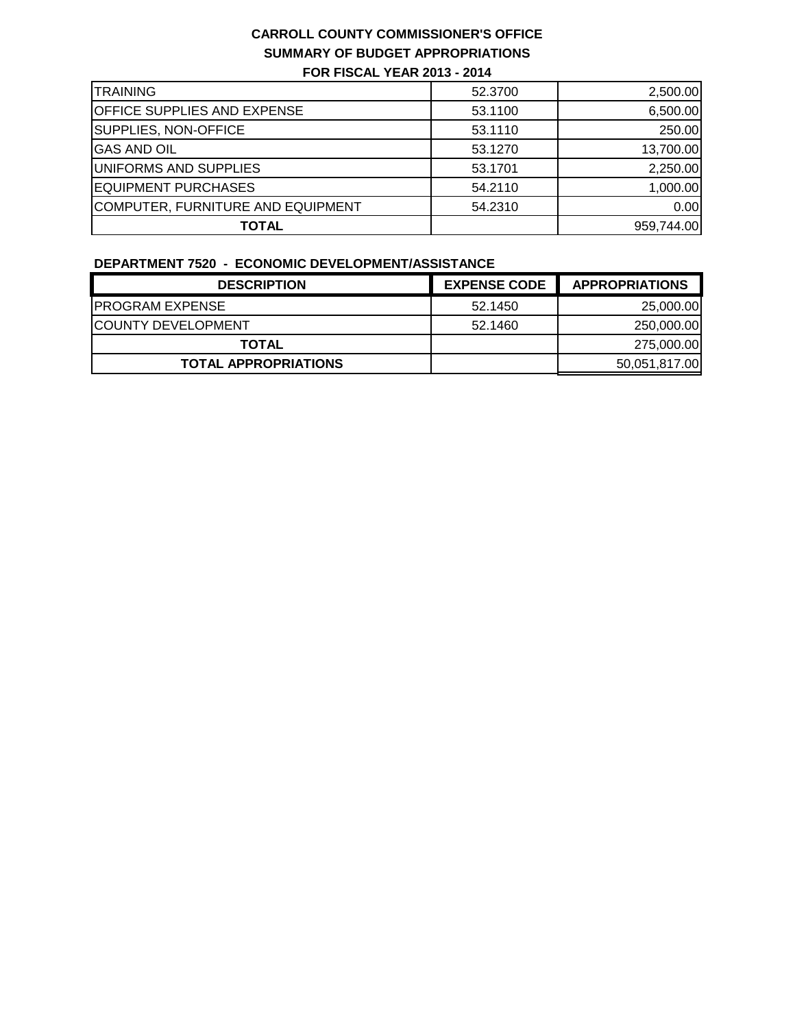**CARROLL COUNTY COMMISSIONER'S OFFICE**

**SUMMARY OF BUDGET APPROPRIATIONS**

**FOR FISCAL YEAR 2013 - 2014**

| | | |
|---|---|---|
| TRAINING | 52.3700 | 2,500.00 |
| OFFICE SUPPLIES AND EXPENSE | 53.1100 | 6,500.00 |
| SUPPLIES, NON-OFFICE | 53.1110 | 250.00 |
| GAS AND OIL | 53.1270 | 13,700.00 |
| UNIFORMS AND SUPPLIES | 53.1701 | 2,250.00 |
| EQUIPMENT PURCHASES | 54.2110 | 1,000.00 |
| COMPUTER, FURNITURE AND EQUIPMENT | 54.2310 | 0.00 |
| **TOTAL** | | 959,744.00 |

**DEPARTMENT 7520 - ECONOMIC DEVELOPMENT/ASSISTANCE**

| DESCRIPTION | EXPENSE CODE | APPROPRIATIONS |
|---|---|---|
| PROGRAM EXPENSE | 52.1450 | 25,000.00 |
| COUNTY DEVELOPMENT | 52.1460 | 250,000.00 |
| **TOTAL** | | 275,000.00 |
| **TOTAL APPROPRIATIONS** | | 50,051,817.00 |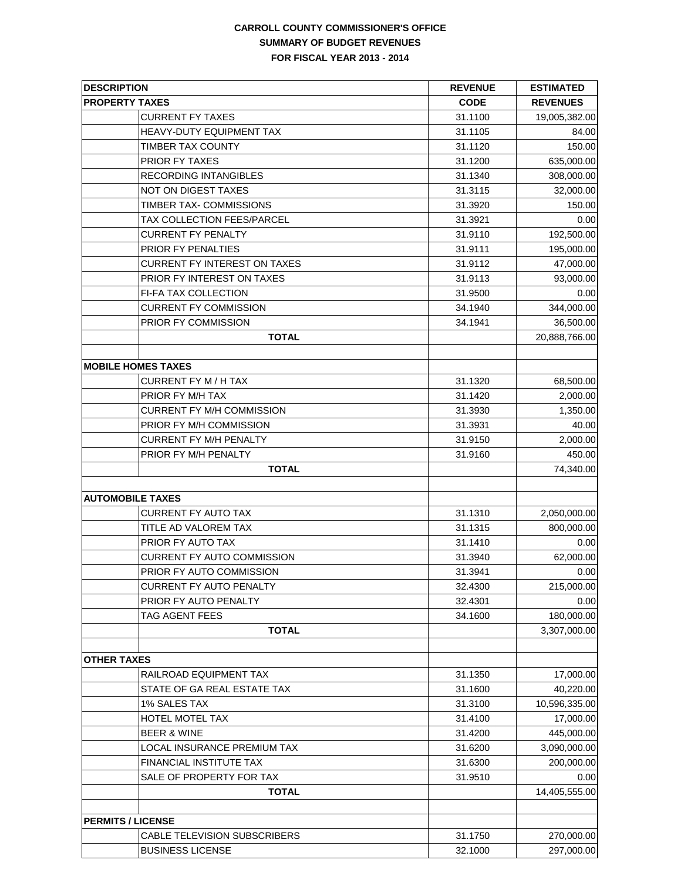**CARROLL COUNTY COMMISSIONER'S OFFICE**
**SUMMARY OF BUDGET REVENUES**
**FOR FISCAL YEAR 2013 - 2014**

| DESCRIPTION | | REVENUE | ESTIMATED |
|---|---|---|---|
| **PROPERTY TAXES** | | **CODE** | **REVENUES** |
| | CURRENT FY TAXES | 31.1100 | 19,005,382.00 |
| | HEAVY-DUTY EQUIPMENT TAX | 31.1105 | 84.00 |
| | TIMBER TAX COUNTY | 31.1120 | 150.00 |
| | PRIOR FY TAXES | 31.1200 | 635,000.00 |
| | RECORDING INTANGIBLES | 31.1340 | 308,000.00 |
| | NOT ON DIGEST TAXES | 31.3115 | 32,000.00 |
| | TIMBER TAX- COMMISSIONS | 31.3920 | 150.00 |
| | TAX COLLECTION FEES/PARCEL | 31.3921 | 0.00 |
| | CURRENT FY PENALTY | 31.9110 | 192,500.00 |
| | PRIOR FY PENALTIES | 31.9111 | 195,000.00 |
| | CURRENT FY INTEREST ON TAXES | 31.9112 | 47,000.00 |
| | PRIOR FY INTEREST ON TAXES | 31.9113 | 93,000.00 |
| | FI-FA TAX COLLECTION | 31.9500 | 0.00 |
| | CURRENT FY COMMISSION | 34.1940 | 344,000.00 |
| | PRIOR FY COMMISSION | 34.1941 | 36,500.00 |
| | **TOTAL** | | 20,888,766.00 |
| | | | |
| **MOBILE HOMES TAXES** | | | |
| | CURRENT FY M / H TAX | 31.1320 | 68,500.00 |
| | PRIOR FY M/H TAX | 31.1420 | 2,000.00 |
| | CURRENT FY M/H COMMISSION | 31.3930 | 1,350.00 |
| | PRIOR FY M/H COMMISSION | 31.3931 | 40.00 |
| | CURRENT FY M/H PENALTY | 31.9150 | 2,000.00 |
| | PRIOR FY M/H PENALTY | 31.9160 | 450.00 |
| | **TOTAL** | | 74,340.00 |
| | | | |
| **AUTOMOBILE TAXES** | | | |
| | CURRENT FY AUTO TAX | 31.1310 | 2,050,000.00 |
| | TITLE AD VALOREM TAX | 31.1315 | 800,000.00 |
| | PRIOR FY AUTO TAX | 31.1410 | 0.00 |
| | CURRENT FY AUTO COMMISSION | 31.3940 | 62,000.00 |
| | PRIOR FY AUTO COMMISSION | 31.3941 | 0.00 |
| | CURRENT FY AUTO PENALTY | 32.4300 | 215,000.00 |
| | PRIOR FY AUTO PENALTY | 32.4301 | 0.00 |
| | TAG AGENT FEES | 34.1600 | 180,000.00 |
| | **TOTAL** | | 3,307,000.00 |
| | | | |
| **OTHER TAXES** | | | |
| | RAILROAD EQUIPMENT TAX | 31.1350 | 17,000.00 |
| | STATE OF GA REAL ESTATE TAX | 31.1600 | 40,220.00 |
| | 1% SALES TAX | 31.3100 | 10,596,335.00 |
| | HOTEL MOTEL TAX | 31.4100 | 17,000.00 |
| | BEER & WINE | 31.4200 | 445,000.00 |
| | LOCAL INSURANCE PREMIUM TAX | 31.6200 | 3,090,000.00 |
| | FINANCIAL INSTITUTE TAX | 31.6300 | 200,000.00 |
| | SALE OF PROPERTY FOR TAX | 31.9510 | 0.00 |
| | **TOTAL** | | 14,405,555.00 |
| | | | |
| **PERMITS / LICENSE** | | | |
| | CABLE TELEVISION SUBSCRIBERS | 31.1750 | 270,000.00 |
| | BUSINESS LICENSE | 32.1000 | 297,000.00 |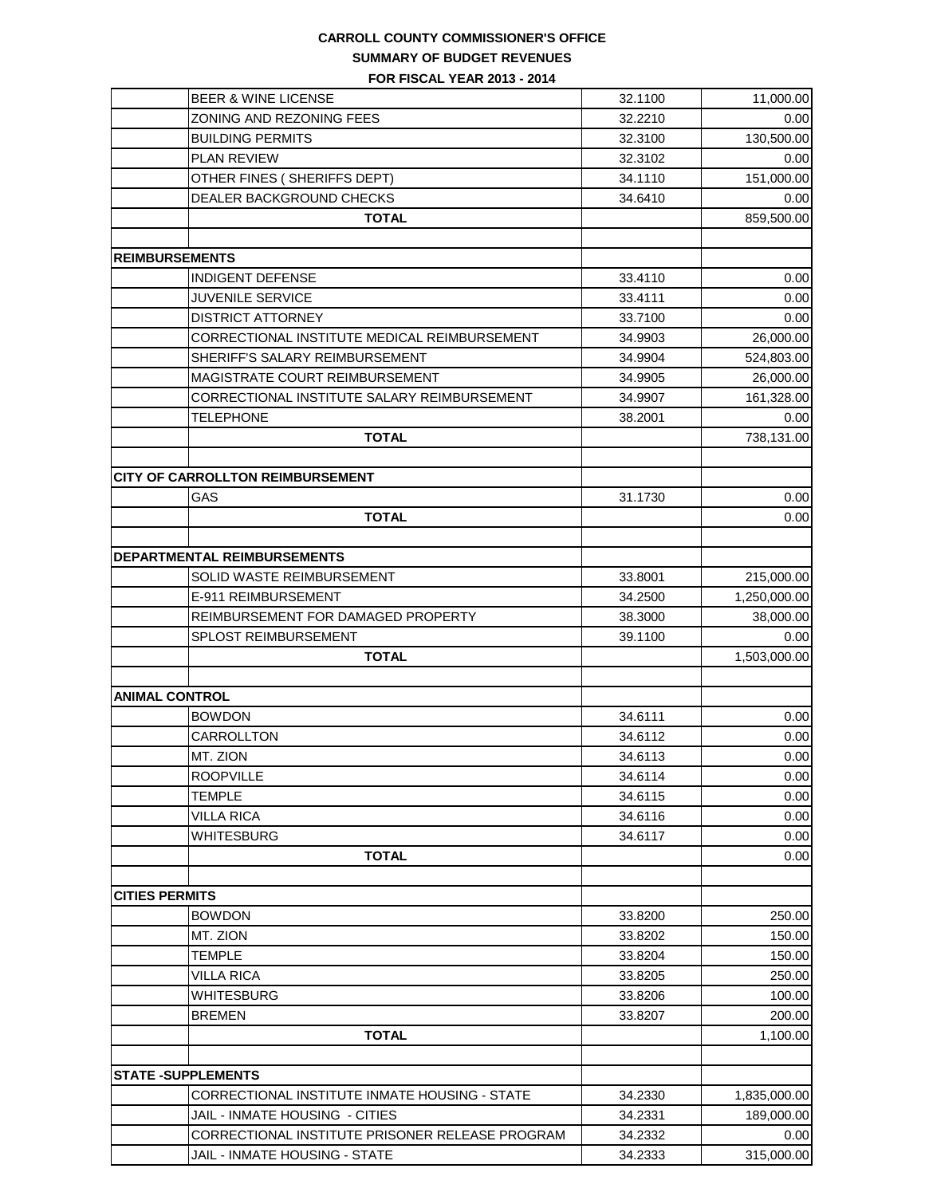**CARROLL COUNTY COMMISSIONER'S OFFICE**

**SUMMARY OF BUDGET REVENUES**

**FOR FISCAL YEAR 2013 - 2014**

| | | | |
|---|---|---|---|
| | BEER & WINE LICENSE | 32.1100 | 11,000.00 |
| | ZONING AND REZONING FEES | 32.2210 | 0.00 |
| | BUILDING PERMITS | 32.3100 | 130,500.00 |
| | PLAN REVIEW | 32.3102 | 0.00 |
| | OTHER FINES ( SHERIFFS DEPT) | 34.1110 | 151,000.00 |
| | DEALER BACKGROUND CHECKS | 34.6410 | 0.00 |
| | **TOTAL** | | 859,500.00 |
| | | | |
| **REIMBURSEMENTS** | | | |
| | INDIGENT DEFENSE | 33.4110 | 0.00 |
| | JUVENILE SERVICE | 33.4111 | 0.00 |
| | DISTRICT ATTORNEY | 33.7100 | 0.00 |
| | CORRECTIONAL INSTITUTE MEDICAL REIMBURSEMENT | 34.9903 | 26,000.00 |
| | SHERIFF'S SALARY REIMBURSEMENT | 34.9904 | 524,803.00 |
| | MAGISTRATE COURT REIMBURSEMENT | 34.9905 | 26,000.00 |
| | CORRECTIONAL INSTITUTE SALARY REIMBURSEMENT | 34.9907 | 161,328.00 |
| | TELEPHONE | 38.2001 | 0.00 |
| | **TOTAL** | | 738,131.00 |
| | | | |
| **CITY OF CARROLLTON REIMBURSEMENT** | | | |
| | GAS | 31.1730 | 0.00 |
| | **TOTAL** | | 0.00 |
| | | | |
| **DEPARTMENTAL REIMBURSEMENTS** | | | |
| | SOLID WASTE REIMBURSEMENT | 33.8001 | 215,000.00 |
| | E-911 REIMBURSEMENT | 34.2500 | 1,250,000.00 |
| | REIMBURSEMENT FOR DAMAGED PROPERTY | 38.3000 | 38,000.00 |
| | SPLOST REIMBURSEMENT | 39.1100 | 0.00 |
| | **TOTAL** | | 1,503,000.00 |
| | | | |
| **ANIMAL CONTROL** | | | |
| | BOWDON | 34.6111 | 0.00 |
| | CARROLLTON | 34.6112 | 0.00 |
| | MT. ZION | 34.6113 | 0.00 |
| | ROOPVILLE | 34.6114 | 0.00 |
| | TEMPLE | 34.6115 | 0.00 |
| | VILLA RICA | 34.6116 | 0.00 |
| | WHITESBURG | 34.6117 | 0.00 |
| | **TOTAL** | | 0.00 |
| | | | |
| **CITIES PERMITS** | | | |
| | BOWDON | 33.8200 | 250.00 |
| | MT. ZION | 33.8202 | 150.00 |
| | TEMPLE | 33.8204 | 150.00 |
| | VILLA RICA | 33.8205 | 250.00 |
| | WHITESBURG | 33.8206 | 100.00 |
| | BREMEN | 33.8207 | 200.00 |
| | **TOTAL** | | 1,100.00 |
| | | | |
| **STATE -SUPPLEMENTS** | | | |
| | CORRECTIONAL INSTITUTE INMATE HOUSING - STATE | 34.2330 | 1,835,000.00 |
| | JAIL - INMATE HOUSING - CITIES | 34.2331 | 189,000.00 |
| | CORRECTIONAL INSTITUTE PRISONER RELEASE PROGRAM | 34.2332 | 0.00 |
| | JAIL - INMATE HOUSING - STATE | 34.2333 | 315,000.00 |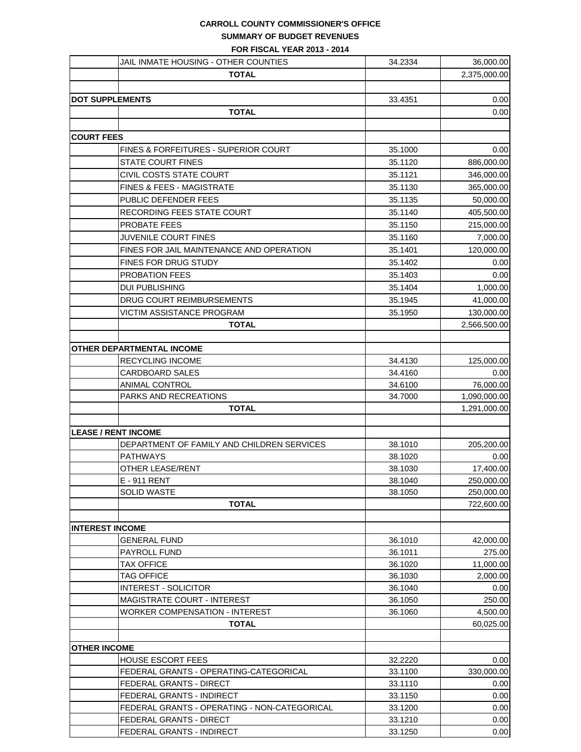**CARROLL COUNTY COMMISSIONER'S OFFICE**

**SUMMARY OF BUDGET REVENUES**

**FOR FISCAL YEAR 2013 - 2014**

| | | | |
|---|---|---|---|
| | JAIL INMATE HOUSING - OTHER COUNTIES | 34.2334 | 36,000.00 |
| | **TOTAL** | | 2,375,000.00 |
| | | | |
| **DOT SUPPLEMENTS** | | 33.4351 | 0.00 |
| | **TOTAL** | | 0.00 |
| | | | |
| **COURT FEES** | | | |
| | FINES & FORFEITURES - SUPERIOR COURT | 35.1000 | 0.00 |
| | STATE COURT FINES | 35.1120 | 886,000.00 |
| | CIVIL COSTS STATE COURT | 35.1121 | 346,000.00 |
| | FINES & FEES - MAGISTRATE | 35.1130 | 365,000.00 |
| | PUBLIC DEFENDER FEES | 35.1135 | 50,000.00 |
| | RECORDING FEES STATE COURT | 35.1140 | 405,500.00 |
| | PROBATE FEES | 35.1150 | 215,000.00 |
| | JUVENILE COURT FINES | 35.1160 | 7,000.00 |
| | FINES FOR JAIL MAINTENANCE AND OPERATION | 35.1401 | 120,000.00 |
| | FINES FOR DRUG STUDY | 35.1402 | 0.00 |
| | PROBATION FEES | 35.1403 | 0.00 |
| | DUI PUBLISHING | 35.1404 | 1,000.00 |
| | DRUG COURT REIMBURSEMENTS | 35.1945 | 41,000.00 |
| | VICTIM ASSISTANCE PROGRAM | 35.1950 | 130,000.00 |
| | **TOTAL** | | 2,566,500.00 |
| | | | |
| **OTHER DEPARTMENTAL INCOME** | | | |
| | RECYCLING INCOME | 34.4130 | 125,000.00 |
| | CARDBOARD SALES | 34.4160 | 0.00 |
| | ANIMAL CONTROL | 34.6100 | 76,000.00 |
| | PARKS AND RECREATIONS | 34.7000 | 1,090,000.00 |
| | **TOTAL** | | 1,291,000.00 |
| | | | |
| **LEASE / RENT INCOME** | | | |
| | DEPARTMENT OF FAMILY AND CHILDREN SERVICES | 38.1010 | 205,200.00 |
| | PATHWAYS | 38.1020 | 0.00 |
| | OTHER LEASE/RENT | 38.1030 | 17,400.00 |
| | E - 911 RENT | 38.1040 | 250,000.00 |
| | SOLID WASTE | 38.1050 | 250,000.00 |
| | **TOTAL** | | 722,600.00 |
| | | | |
| **INTEREST INCOME** | | | |
| | GENERAL FUND | 36.1010 | 42,000.00 |
| | PAYROLL FUND | 36.1011 | 275.00 |
| | TAX OFFICE | 36.1020 | 11,000.00 |
| | TAG OFFICE | 36.1030 | 2,000.00 |
| | INTEREST - SOLICITOR | 36.1040 | 0.00 |
| | MAGISTRATE COURT - INTEREST | 36.1050 | 250.00 |
| | WORKER COMPENSATION - INTEREST | 36.1060 | 4,500.00 |
| | **TOTAL** | | 60,025.00 |
| | | | |
| **OTHER INCOME** | | | |
| | HOUSE ESCORT FEES | 32.2220 | 0.00 |
| | FEDERAL GRANTS - OPERATING-CATEGORICAL | 33.1100 | 330,000.00 |
| | FEDERAL GRANTS - DIRECT | 33.1110 | 0.00 |
| | FEDERAL GRANTS - INDIRECT | 33.1150 | 0.00 |
| | FEDERAL GRANTS - OPERATING - NON-CATEGORICAL | 33.1200 | 0.00 |
| | FEDERAL GRANTS - DIRECT | 33.1210 | 0.00 |
| | FEDERAL GRANTS - INDIRECT | 33.1250 | 0.00 |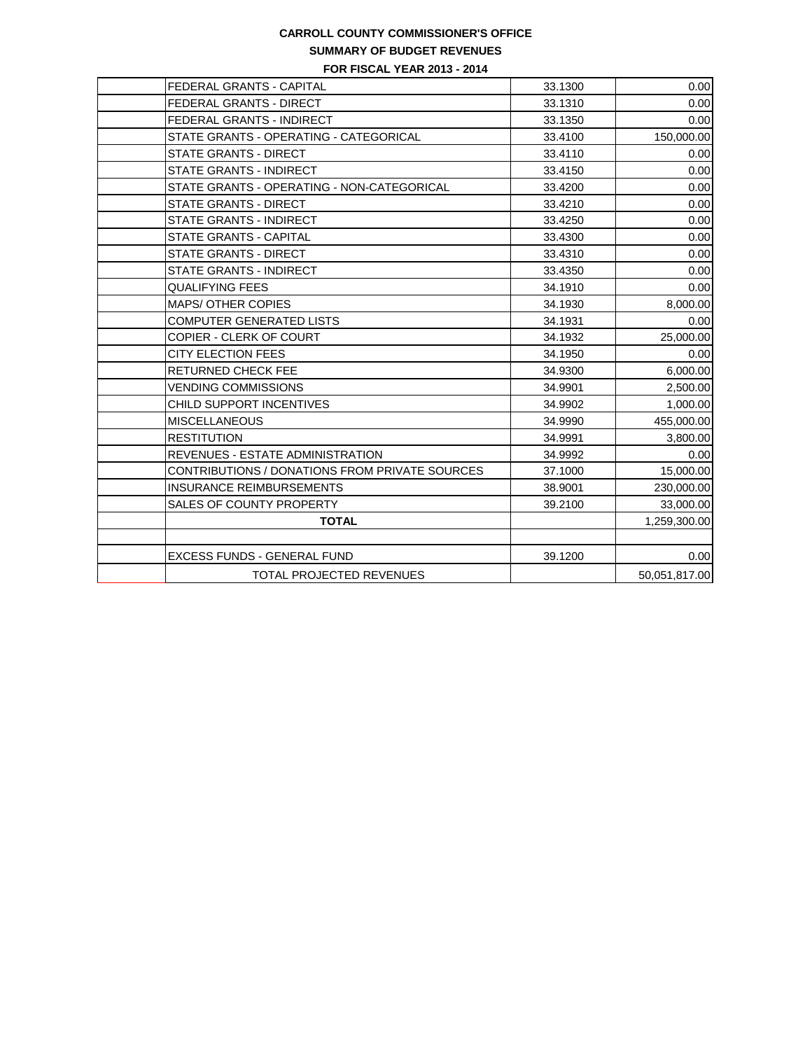**CARROLL COUNTY COMMISSIONER'S OFFICE**

**SUMMARY OF BUDGET REVENUES**

**FOR FISCAL YEAR 2013 - 2014**

| | | | |
|---|---|---|---|
| | FEDERAL GRANTS - CAPITAL | 33.1300 | 0.00 |
| | FEDERAL GRANTS - DIRECT | 33.1310 | 0.00 |
| | FEDERAL GRANTS - INDIRECT | 33.1350 | 0.00 |
| | STATE GRANTS - OPERATING - CATEGORICAL | 33.4100 | 150,000.00 |
| | STATE GRANTS - DIRECT | 33.4110 | 0.00 |
| | STATE GRANTS - INDIRECT | 33.4150 | 0.00 |
| | STATE GRANTS - OPERATING - NON-CATEGORICAL | 33.4200 | 0.00 |
| | STATE GRANTS - DIRECT | 33.4210 | 0.00 |
| | STATE GRANTS - INDIRECT | 33.4250 | 0.00 |
| | STATE GRANTS - CAPITAL | 33.4300 | 0.00 |
| | STATE GRANTS - DIRECT | 33.4310 | 0.00 |
| | STATE GRANTS - INDIRECT | 33.4350 | 0.00 |
| | QUALIFYING FEES | 34.1910 | 0.00 |
| | MAPS/ OTHER COPIES | 34.1930 | 8,000.00 |
| | COMPUTER GENERATED LISTS | 34.1931 | 0.00 |
| | COPIER - CLERK OF COURT | 34.1932 | 25,000.00 |
| | CITY ELECTION FEES | 34.1950 | 0.00 |
| | RETURNED CHECK FEE | 34.9300 | 6,000.00 |
| | VENDING COMMISSIONS | 34.9901 | 2,500.00 |
| | CHILD SUPPORT INCENTIVES | 34.9902 | 1,000.00 |
| | MISCELLANEOUS | 34.9990 | 455,000.00 |
| | RESTITUTION | 34.9991 | 3,800.00 |
| | REVENUES - ESTATE ADMINISTRATION | 34.9992 | 0.00 |
| | CONTRIBUTIONS / DONATIONS FROM PRIVATE SOURCES | 37.1000 | 15,000.00 |
| | INSURANCE REIMBURSEMENTS | 38.9001 | 230,000.00 |
| | SALES OF COUNTY PROPERTY | 39.2100 | 33,000.00 |
| | **TOTAL** | | 1,259,300.00 |
| | | | |
| | EXCESS FUNDS - GENERAL FUND | 39.1200 | 0.00 |
| | TOTAL PROJECTED REVENUES | | 50,051,817.00 |